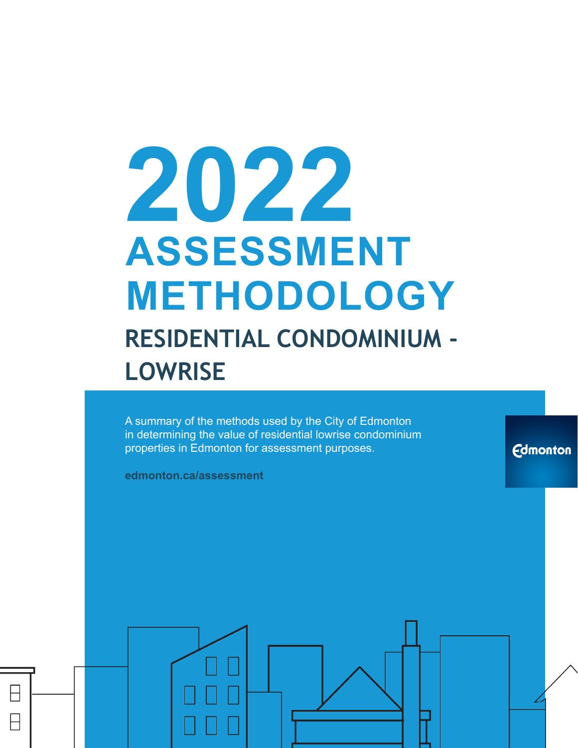# 2022 ASSESSMENT METHODOLOGY

## RESIDENTIAL CONDOMINIUM - LOWRISE

A summary of the methods used by the City of Edmonton in determining the value of residential lowrise condominium properties in Edmonton for assessment purposes.

**edmonton.ca/assessment**

Edmonton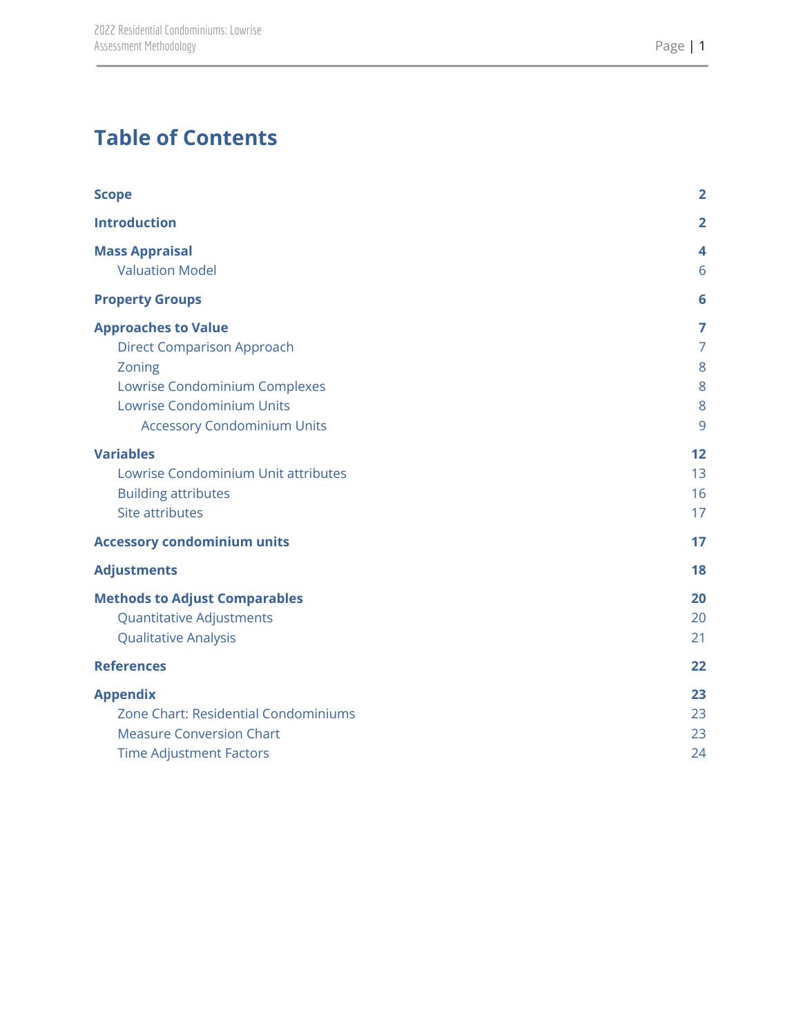# Table of Contents

| | |
|---|---|
| **Scope** | **2** |
| **Introduction** | **2** |
| **Mass Appraisal** | **4** |
| Valuation Model | 6 |
| **Property Groups** | **6** |
| **Approaches to Value** | **7** |
| Direct Comparison Approach | 7 |
| Zoning | 8 |
| Lowrise Condominium Complexes | 8 |
| Lowrise Condominium Units | 8 |
| Accessory Condominium Units | 9 |
| **Variables** | **12** |
| Lowrise Condominium Unit attributes | 13 |
| Building attributes | 16 |
| Site attributes | 17 |
| **Accessory condominium units** | **17** |
| **Adjustments** | **18** |
| **Methods to Adjust Comparables** | **20** |
| Quantitative Adjustments | 20 |
| Qualitative Analysis | 21 |
| **References** | **22** |
| **Appendix** | **23** |
| Zone Chart: Residential Condominiums | 23 |
| Measure Conversion Chart | 23 |
| Time Adjustment Factors | 24 |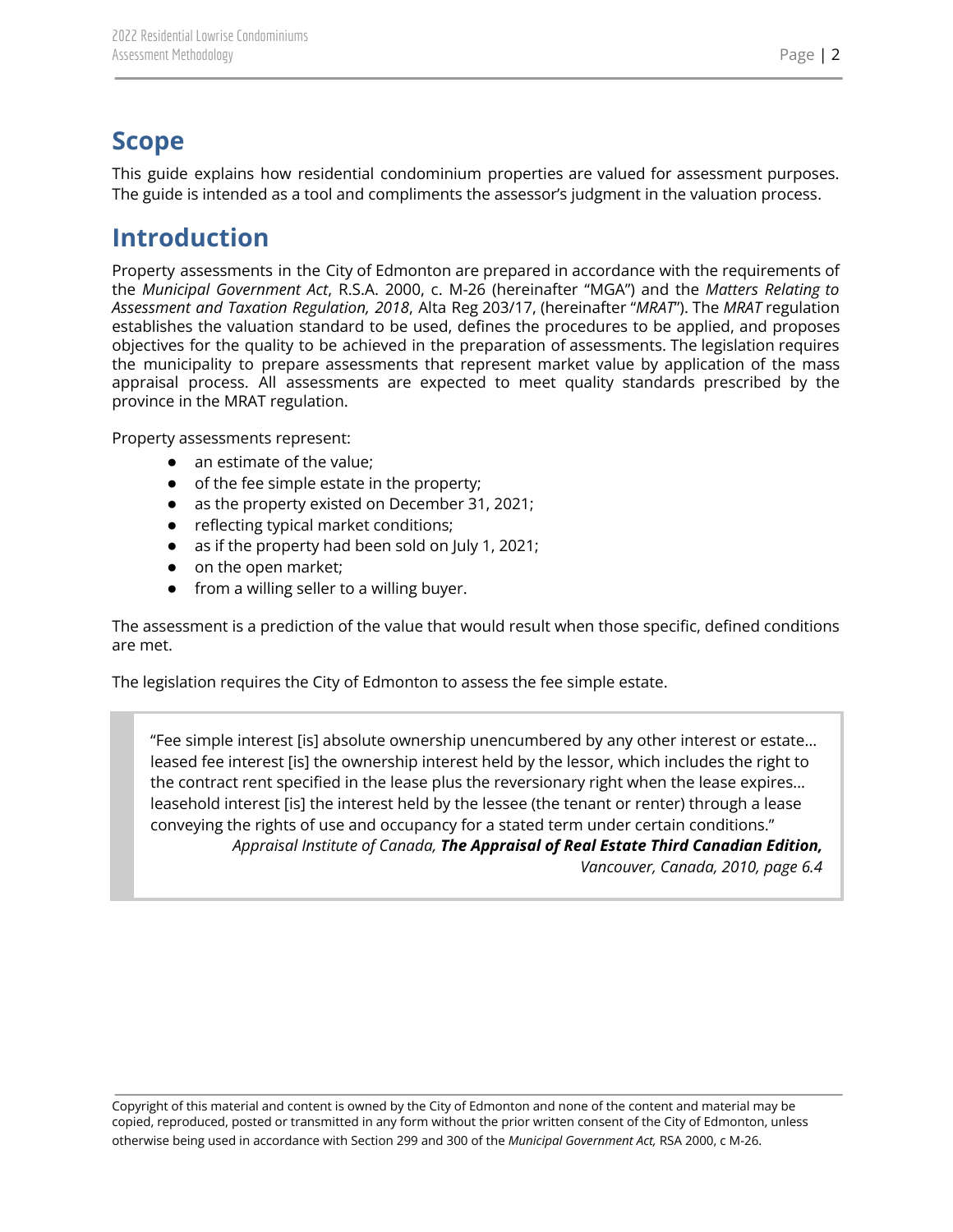## Scope

This guide explains how residential condominium properties are valued for assessment purposes. The guide is intended as a tool and compliments the assessor's judgment in the valuation process.

## Introduction

Property assessments in the City of Edmonton are prepared in accordance with the requirements of the *Municipal Government Act*, R.S.A. 2000, c. M-26 (hereinafter "MGA") and the *Matters Relating to Assessment and Taxation Regulation, 2018*, Alta Reg 203/17, (hereinafter "*MRAT*"). The *MRAT* regulation establishes the valuation standard to be used, defines the procedures to be applied, and proposes objectives for the quality to be achieved in the preparation of assessments. The legislation requires the municipality to prepare assessments that represent market value by application of the mass appraisal process. All assessments are expected to meet quality standards prescribed by the province in the MRAT regulation.

Property assessments represent:

- an estimate of the value;
- of the fee simple estate in the property;
- as the property existed on December 31, 2021;
- reflecting typical market conditions;
- as if the property had been sold on July 1, 2021;
- on the open market;
- from a willing seller to a willing buyer.

The assessment is a prediction of the value that would result when those specific, defined conditions are met.

The legislation requires the City of Edmonton to assess the fee simple estate.

> "Fee simple interest [is] absolute ownership unencumbered by any other interest or estate… leased fee interest [is] the ownership interest held by the lessor, which includes the right to the contract rent specified in the lease plus the reversionary right when the lease expires… leasehold interest [is] the interest held by the lessee (the tenant or renter) through a lease conveying the rights of use and occupancy for a stated term under certain conditions."
>
> *Appraisal Institute of Canada, **The Appraisal of Real Estate Third Canadian Edition,** Vancouver, Canada, 2010, page 6.4*

Copyright of this material and content is owned by the City of Edmonton and none of the content and material may be copied, reproduced, posted or transmitted in any form without the prior written consent of the City of Edmonton, unless otherwise being used in accordance with Section 299 and 300 of the *Municipal Government Act,* RSA 2000, c M-26.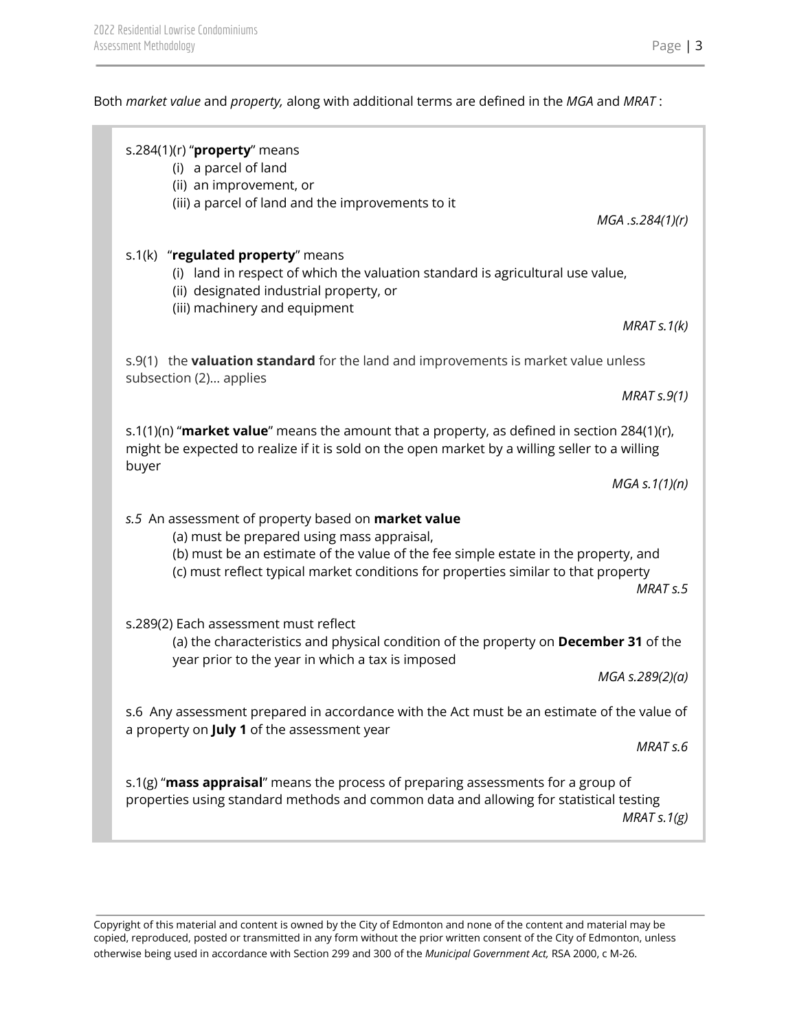Both *market value* and *property,* along with additional terms are defined in the *MGA* and *MRAT* :

> s.284(1)(r) "**property**" means
> (i) a parcel of land
> (ii) an improvement, or
> (iii) a parcel of land and the improvements to it
>
> *MGA .s.284(1)(r)*
>
> s.1(k) "**regulated property**" means
> (i) land in respect of which the valuation standard is agricultural use value,
> (ii) designated industrial property, or
> (iii) machinery and equipment
>
> *MRAT s.1(k)*
>
> s.9(1) the **valuation standard** for the land and improvements is market value unless subsection (2)… applies
>
> *MRAT s.9(1)*
>
> s.1(1)(n) "**market value**" means the amount that a property, as defined in section 284(1)(r), might be expected to realize if it is sold on the open market by a willing seller to a willing buyer
>
> *MGA s.1(1)(n)*
>
> *s.5* An assessment of property based on **market value**
> (a) must be prepared using mass appraisal,
> (b) must be an estimate of the value of the fee simple estate in the property, and
> (c) must reflect typical market conditions for properties similar to that property
>
> *MRAT s.5*
>
> s.289(2) Each assessment must reflect
> (a) the characteristics and physical condition of the property on **December 31** of the year prior to the year in which a tax is imposed
>
> *MGA s.289(2)(a)*
>
> s.6 Any assessment prepared in accordance with the Act must be an estimate of the value of a property on **July 1** of the assessment year
>
> *MRAT s.6*
>
> s.1(g) "**mass appraisal**" means the process of preparing assessments for a group of properties using standard methods and common data and allowing for statistical testing
>
> *MRAT s.1(g)*

Copyright of this material and content is owned by the City of Edmonton and none of the content and material may be copied, reproduced, posted or transmitted in any form without the prior written consent of the City of Edmonton, unless otherwise being used in accordance with Section 299 and 300 of the *Municipal Government Act,* RSA 2000, c M-26.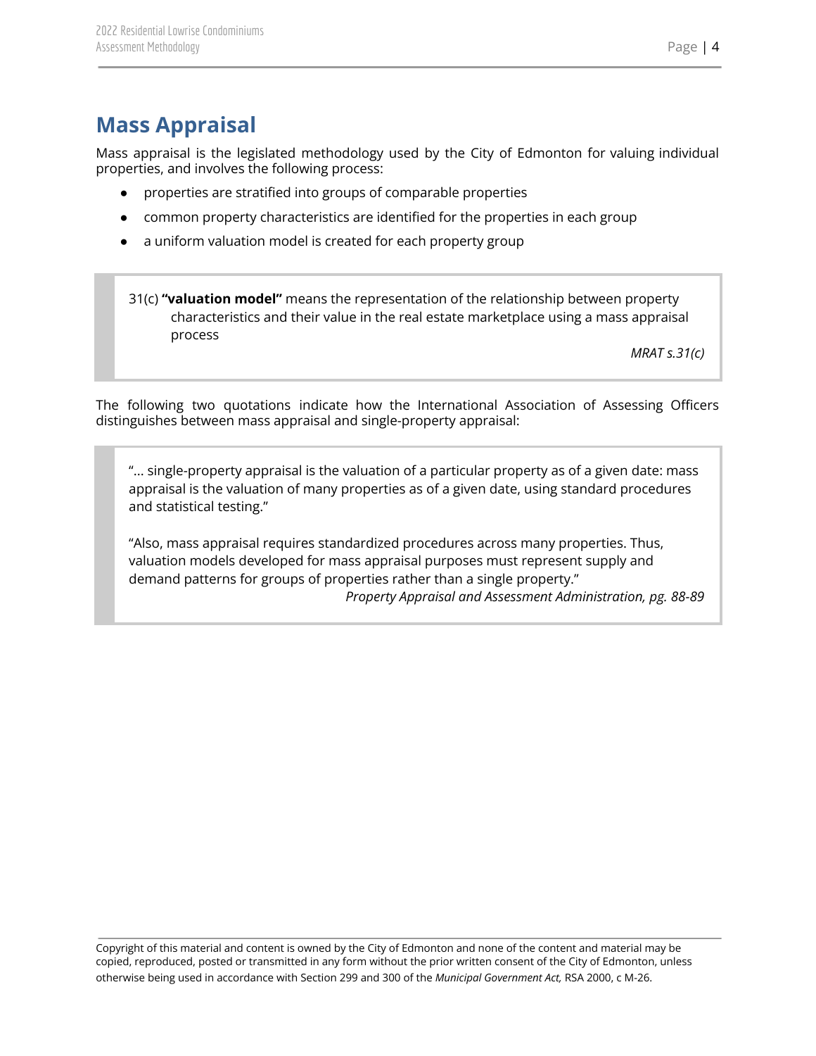# Mass Appraisal

Mass appraisal is the legislated methodology used by the City of Edmonton for valuing individual properties, and involves the following process:

- properties are stratified into groups of comparable properties
- common property characteristics are identified for the properties in each group
- a uniform valuation model is created for each property group

> 31(c) **"valuation model"** means the representation of the relationship between property characteristics and their value in the real estate marketplace using a mass appraisal process
>
> *MRAT s.31(c)*

The following two quotations indicate how the International Association of Assessing Officers distinguishes between mass appraisal and single-property appraisal:

> "... single-property appraisal is the valuation of a particular property as of a given date: mass appraisal is the valuation of many properties as of a given date, using standard procedures and statistical testing."
>
> "Also, mass appraisal requires standardized procedures across many properties. Thus, valuation models developed for mass appraisal purposes must represent supply and demand patterns for groups of properties rather than a single property."
>
> *Property Appraisal and Assessment Administration, pg. 88-89*

Copyright of this material and content is owned by the City of Edmonton and none of the content and material may be copied, reproduced, posted or transmitted in any form without the prior written consent of the City of Edmonton, unless otherwise being used in accordance with Section 299 and 300 of the *Municipal Government Act,* RSA 2000, c M-26.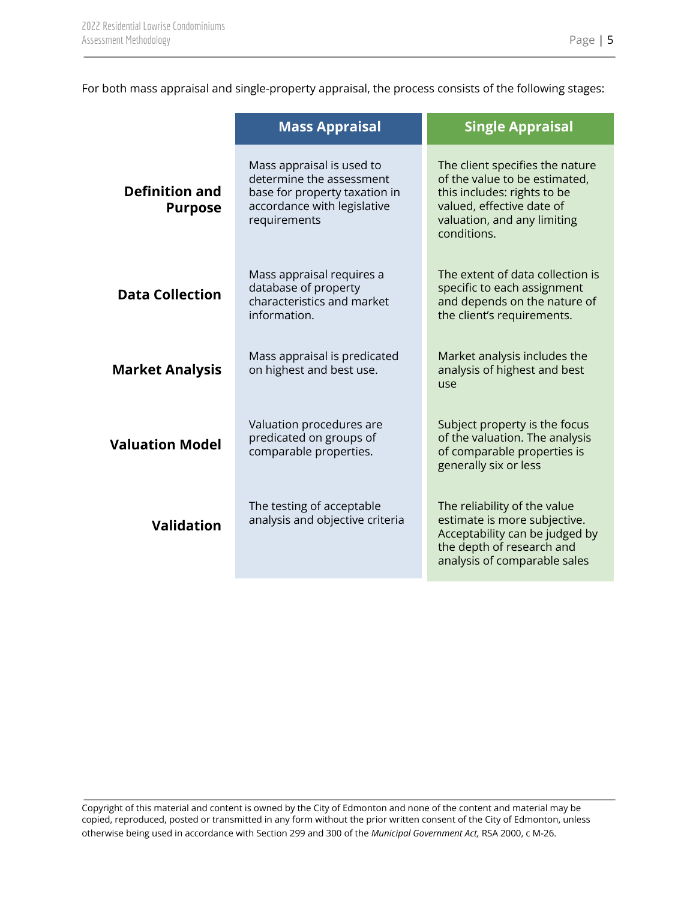For both mass appraisal and single-property appraisal, the process consists of the following stages:

| | Mass Appraisal | Single Appraisal |
|---|---|---|
| **Definition and Purpose** | Mass appraisal is used to determine the assessment base for property taxation in accordance with legislative requirements | The client specifies the nature of the value to be estimated, this includes: rights to be valued, effective date of valuation, and any limiting conditions. |
| **Data Collection** | Mass appraisal requires a database of property characteristics and market information. | The extent of data collection is specific to each assignment and depends on the nature of the client's requirements. |
| **Market Analysis** | Mass appraisal is predicated on highest and best use. | Market analysis includes the analysis of highest and best use |
| **Valuation Model** | Valuation procedures are predicated on groups of comparable properties. | Subject property is the focus of the valuation. The analysis of comparable properties is generally six or less |
| **Validation** | The testing of acceptable analysis and objective criteria | The reliability of the value estimate is more subjective. Acceptability can be judged by the depth of research and analysis of comparable sales |

Copyright of this material and content is owned by the City of Edmonton and none of the content and material may be copied, reproduced, posted or transmitted in any form without the prior written consent of the City of Edmonton, unless otherwise being used in accordance with Section 299 and 300 of the *Municipal Government Act,* RSA 2000, c M-26.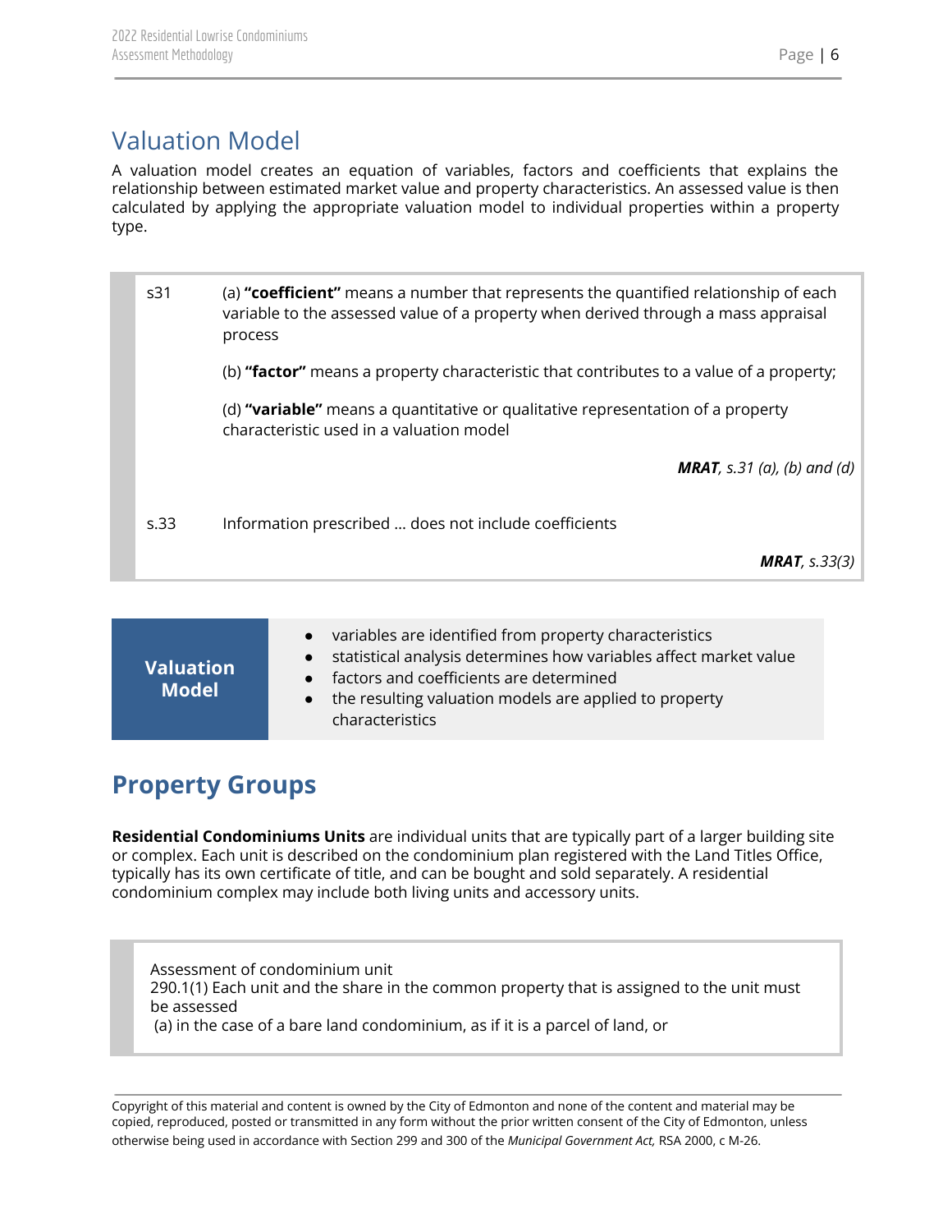## Valuation Model

A valuation model creates an equation of variables, factors and coefficients that explains the relationship between estimated market value and property characteristics. An assessed value is then calculated by applying the appropriate valuation model to individual properties within a property type.

> s31 (a) **"coefficient"** means a number that represents the quantified relationship of each variable to the assessed value of a property when derived through a mass appraisal process
>
> (b) **"factor"** means a property characteristic that contributes to a value of a property;
>
> (d) **"variable"** means a quantitative or qualitative representation of a property characteristic used in a valuation model
>
> ***MRAT****, s.31 (a), (b) and (d)*
>
> s.33 Information prescribed … does not include coefficients
>
> ***MRAT****, s.33(3)*

**Valuation Model**

- variables are identified from property characteristics
- statistical analysis determines how variables affect market value
- factors and coefficients are determined
- the resulting valuation models are applied to property characteristics

## Property Groups

**Residential Condominiums Units** are individual units that are typically part of a larger building site or complex. Each unit is described on the condominium plan registered with the Land Titles Office, typically has its own certificate of title, and can be bought and sold separately. A residential condominium complex may include both living units and accessory units.

> Assessment of condominium unit
> 290.1(1) Each unit and the share in the common property that is assigned to the unit must be assessed
> (a) in the case of a bare land condominium, as if it is a parcel of land, or

Copyright of this material and content is owned by the City of Edmonton and none of the content and material may be copied, reproduced, posted or transmitted in any form without the prior written consent of the City of Edmonton, unless otherwise being used in accordance with Section 299 and 300 of the *Municipal Government Act,* RSA 2000, c M-26.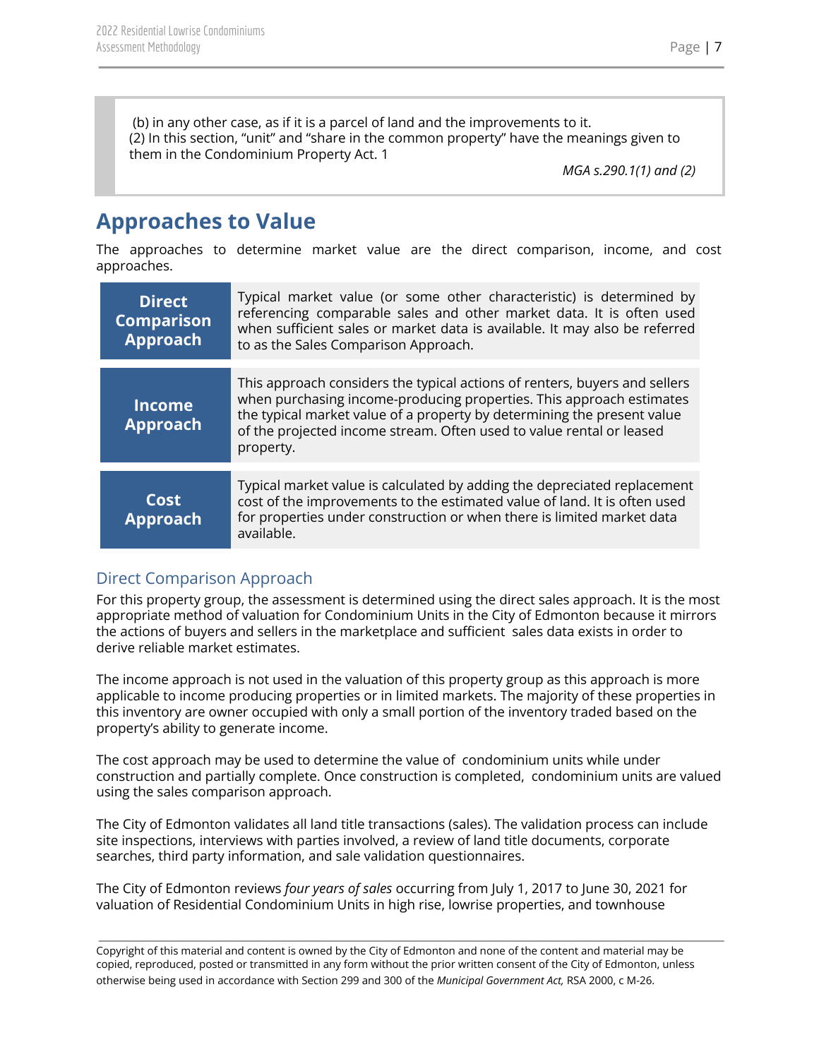(b) in any other case, as if it is a parcel of land and the improvements to it.
(2) In this section, "unit" and "share in the common property" have the meanings given to them in the Condominium Property Act. 1

*MGA s.290.1(1) and (2)*

## Approaches to Value

The approaches to determine market value are the direct comparison, income, and cost approaches.

| | |
|---|---|
| **Direct Comparison Approach** | Typical market value (or some other characteristic) is determined by referencing comparable sales and other market data. It is often used when sufficient sales or market data is available. It may also be referred to as the Sales Comparison Approach. |
| **Income Approach** | This approach considers the typical actions of renters, buyers and sellers when purchasing income-producing properties. This approach estimates the typical market value of a property by determining the present value of the projected income stream. Often used to value rental or leased property. |
| **Cost Approach** | Typical market value is calculated by adding the depreciated replacement cost of the improvements to the estimated value of land. It is often used for properties under construction or when there is limited market data available. |

### Direct Comparison Approach

For this property group, the assessment is determined using the direct sales approach. It is the most appropriate method of valuation for Condominium Units in the City of Edmonton because it mirrors the actions of buyers and sellers in the marketplace and sufficient sales data exists in order to derive reliable market estimates.

The income approach is not used in the valuation of this property group as this approach is more applicable to income producing properties or in limited markets. The majority of these properties in this inventory are owner occupied with only a small portion of the inventory traded based on the property's ability to generate income.

The cost approach may be used to determine the value of condominium units while under construction and partially complete. Once construction is completed, condominium units are valued using the sales comparison approach.

The City of Edmonton validates all land title transactions (sales). The validation process can include site inspections, interviews with parties involved, a review of land title documents, corporate searches, third party information, and sale validation questionnaires.

The City of Edmonton reviews *four years of sales* occurring from July 1, 2017 to June 30, 2021 for valuation of Residential Condominium Units in high rise, lowrise properties, and townhouse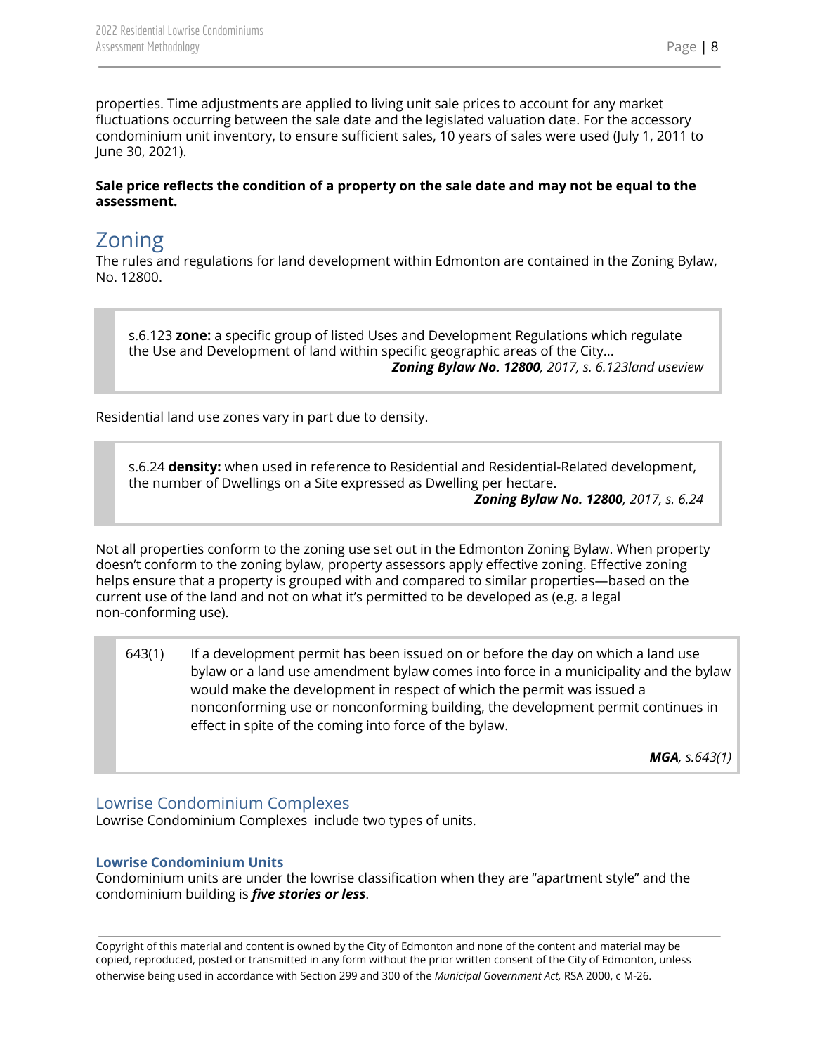properties. Time adjustments are applied to living unit sale prices to account for any market fluctuations occurring between the sale date and the legislated valuation date. For the accessory condominium unit inventory, to ensure sufficient sales, 10 years of sales were used (July 1, 2011 to June 30, 2021).

**Sale price reflects the condition of a property on the sale date and may not be equal to the assessment.**

## Zoning

The rules and regulations for land development within Edmonton are contained in the Zoning Bylaw, No. 12800.

> s.6.123 **zone:** a specific group of listed Uses and Development Regulations which regulate the Use and Development of land within specific geographic areas of the City...
>
> ***Zoning Bylaw No. 12800**, 2017, s. 6.123land useview*

Residential land use zones vary in part due to density.

> s.6.24 **density:** when used in reference to Residential and Residential-Related development, the number of Dwellings on a Site expressed as Dwelling per hectare.
>
> ***Zoning Bylaw No. 12800**, 2017, s. 6.24*

Not all properties conform to the zoning use set out in the Edmonton Zoning Bylaw. When property doesn't conform to the zoning bylaw, property assessors apply effective zoning. Effective zoning helps ensure that a property is grouped with and compared to similar properties—based on the current use of the land and not on what it's permitted to be developed as (e.g. a legal non-conforming use).

> 643(1) If a development permit has been issued on or before the day on which a land use bylaw or a land use amendment bylaw comes into force in a municipality and the bylaw would make the development in respect of which the permit was issued a nonconforming use or nonconforming building, the development permit continues in effect in spite of the coming into force of the bylaw.
>
> ***MGA**, s.643(1)*

### Lowrise Condominium Complexes

Lowrise Condominium Complexes include two types of units.

#### Lowrise Condominium Units

Condominium units are under the lowrise classification when they are "apartment style" and the condominium building is ***five stories or less***.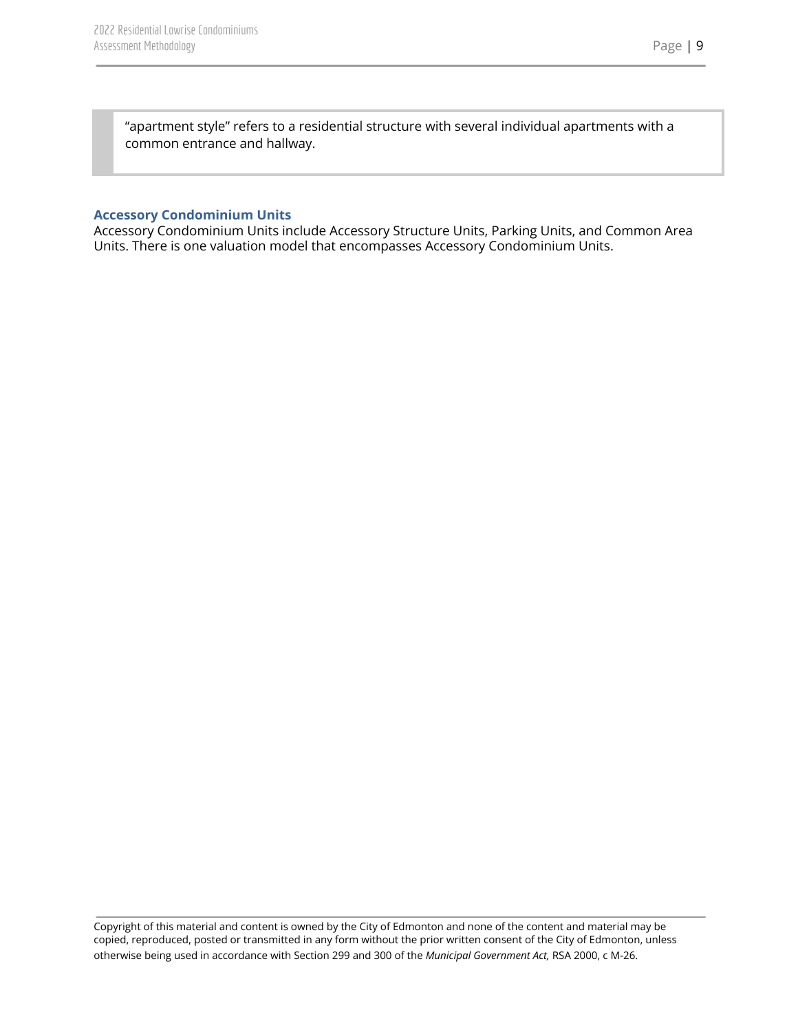> "apartment style" refers to a residential structure with several individual apartments with a common entrance and hallway.

### Accessory Condominium Units

Accessory Condominium Units include Accessory Structure Units, Parking Units, and Common Area Units. There is one valuation model that encompasses Accessory Condominium Units.

Copyright of this material and content is owned by the City of Edmonton and none of the content and material may be copied, reproduced, posted or transmitted in any form without the prior written consent of the City of Edmonton, unless otherwise being used in accordance with Section 299 and 300 of the *Municipal Government Act,* RSA 2000, c M-26.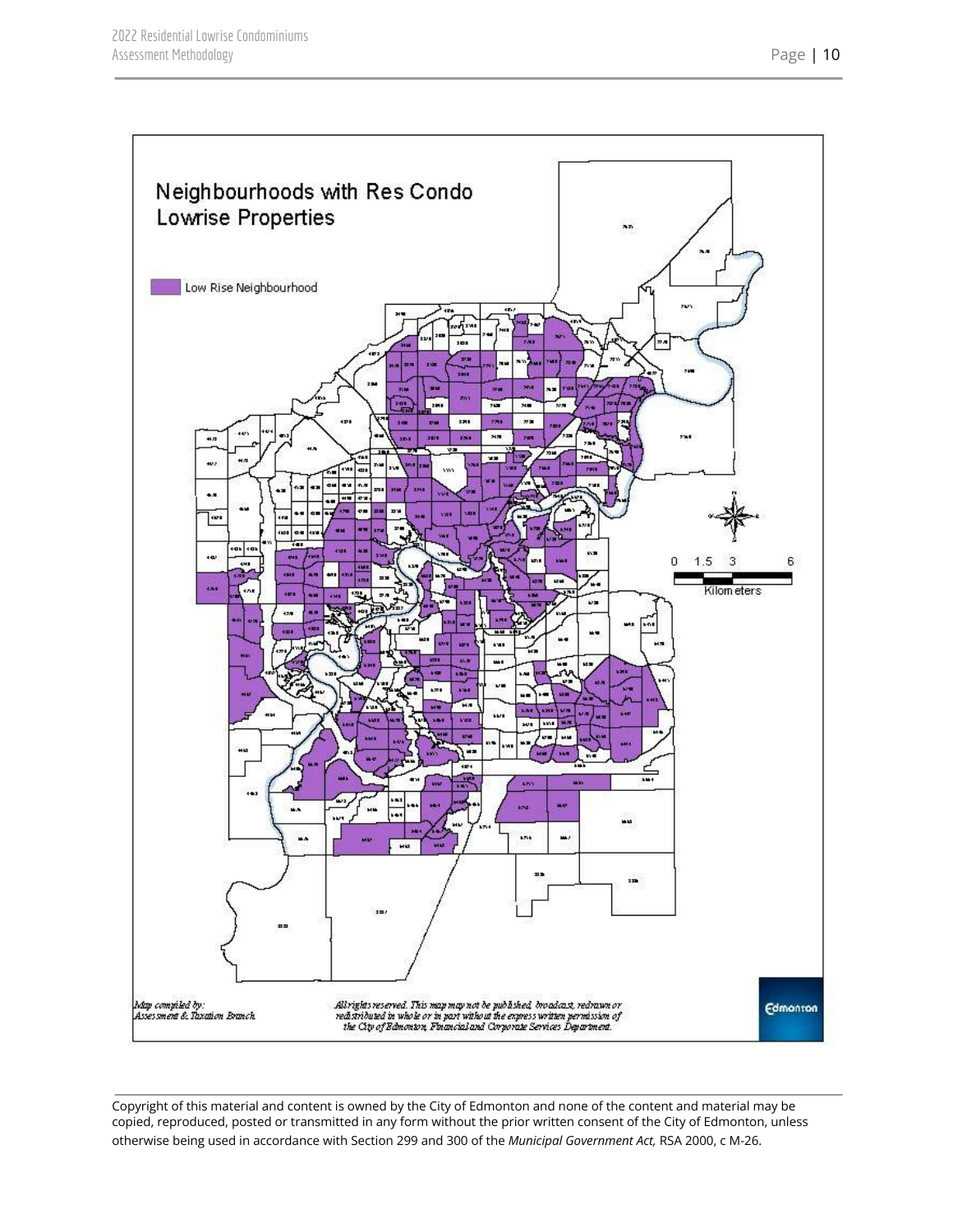Neighbourhoods with Res Condo Lowrise Properties

Low Rise Neighbourhood

0 1.5 3 6

Kilometers

Map compiled by:
Assessment & Taxation Branch

All rights reserved. This map may not be published, broadcast, redrawn or redistributed in whole or in part without the express written permission of the City of Edmonton, Financial and Corporate Services Department.

Edmonton

Copyright of this material and content is owned by the City of Edmonton and none of the content and material may be copied, reproduced, posted or transmitted in any form without the prior written consent of the City of Edmonton, unless otherwise being used in accordance with Section 299 and 300 of the *Municipal Government Act,* RSA 2000, c M-26.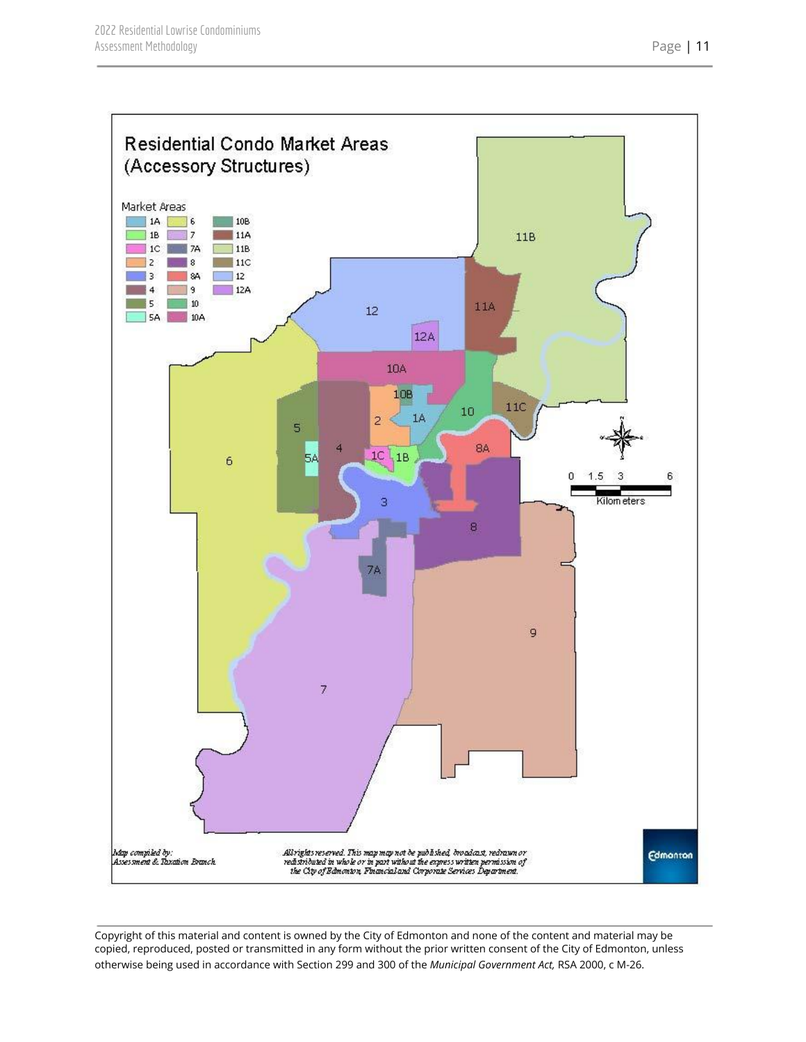## Residential Condo Market Areas (Accessory Structures)

Market Areas

| | | |
|---|---|---|
| 1A | 6 | 10B |
| 1B | 7 | 11A |
| 1C | 7A | 11B |
| 2 | 8 | 11C |
| 3 | 8A | 12 |
| 4 | 9 | 12A |
| 5 | 10 | |
| 5A | 10A | |

0 1.5 3 6 Kilometers

Map compiled by: Assessment & Taxation Branch

All rights reserved. This map may not be published, broadcast, redrawn or redistributed in whole or in part without the express written permission of the City of Edmonton, Financial and Corporate Services Department.

Edmonton

Copyright of this material and content is owned by the City of Edmonton and none of the content and material may be copied, reproduced, posted or transmitted in any form without the prior written consent of the City of Edmonton, unless otherwise being used in accordance with Section 299 and 300 of the *Municipal Government Act,* RSA 2000, c M-26.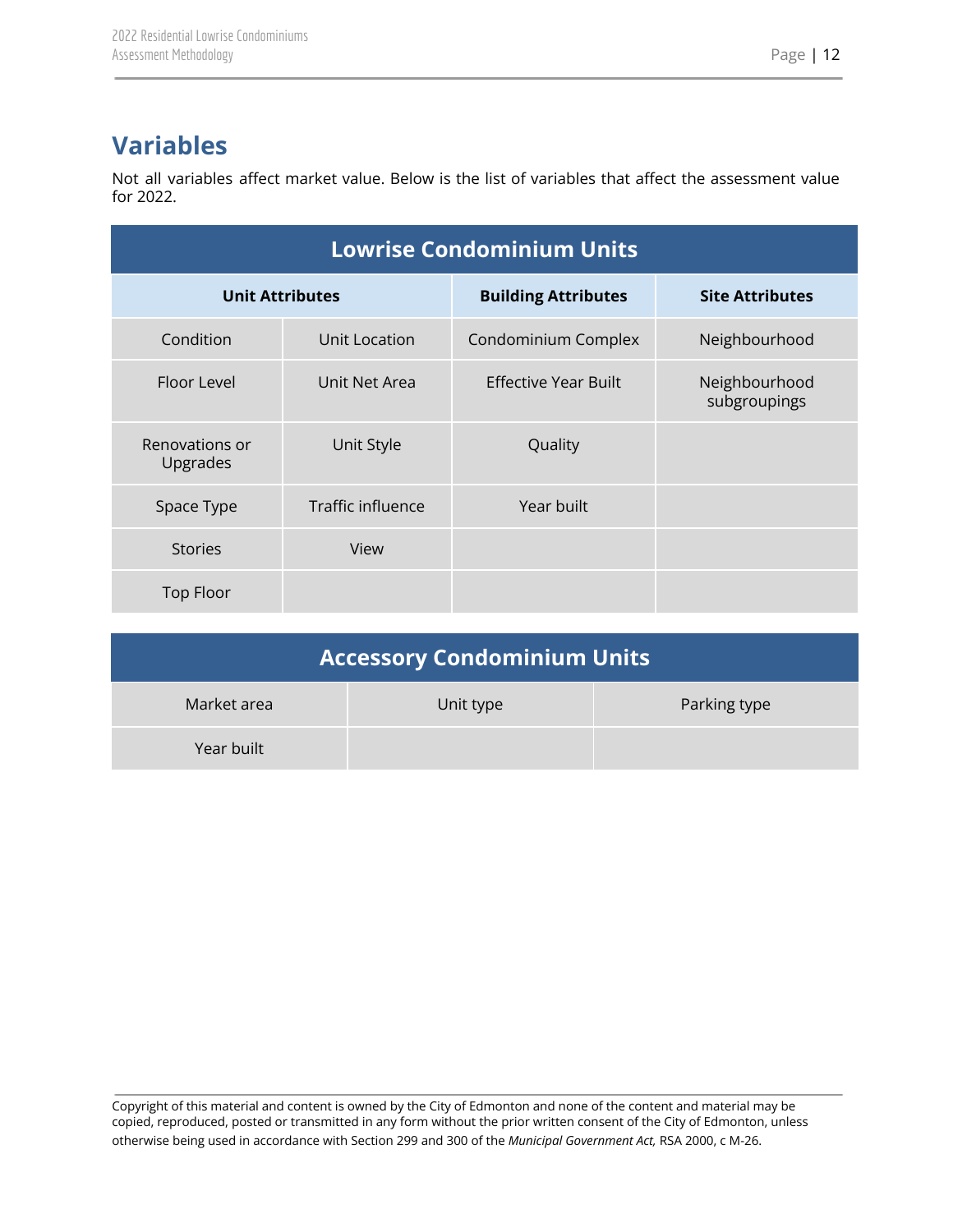## Variables

Not all variables affect market value. Below is the list of variables that affect the assessment value for 2022.

| Lowrise Condominium Units | | | |
|---|---|---|---|
| **Unit Attributes** | | **Building Attributes** | **Site Attributes** |
| Condition | Unit Location | Condominium Complex | Neighbourhood |
| Floor Level | Unit Net Area | Effective Year Built | Neighbourhood subgroupings |
| Renovations or Upgrades | Unit Style | Quality | |
| Space Type | Traffic influence | Year built | |
| Stories | View | | |
| Top Floor | | | |

| Accessory Condominium Units | | |
|---|---|---|
| Market area | Unit type | Parking type |
| Year built | | |

Copyright of this material and content is owned by the City of Edmonton and none of the content and material may be copied, reproduced, posted or transmitted in any form without the prior written consent of the City of Edmonton, unless otherwise being used in accordance with Section 299 and 300 of the *Municipal Government Act,* RSA 2000, c M-26.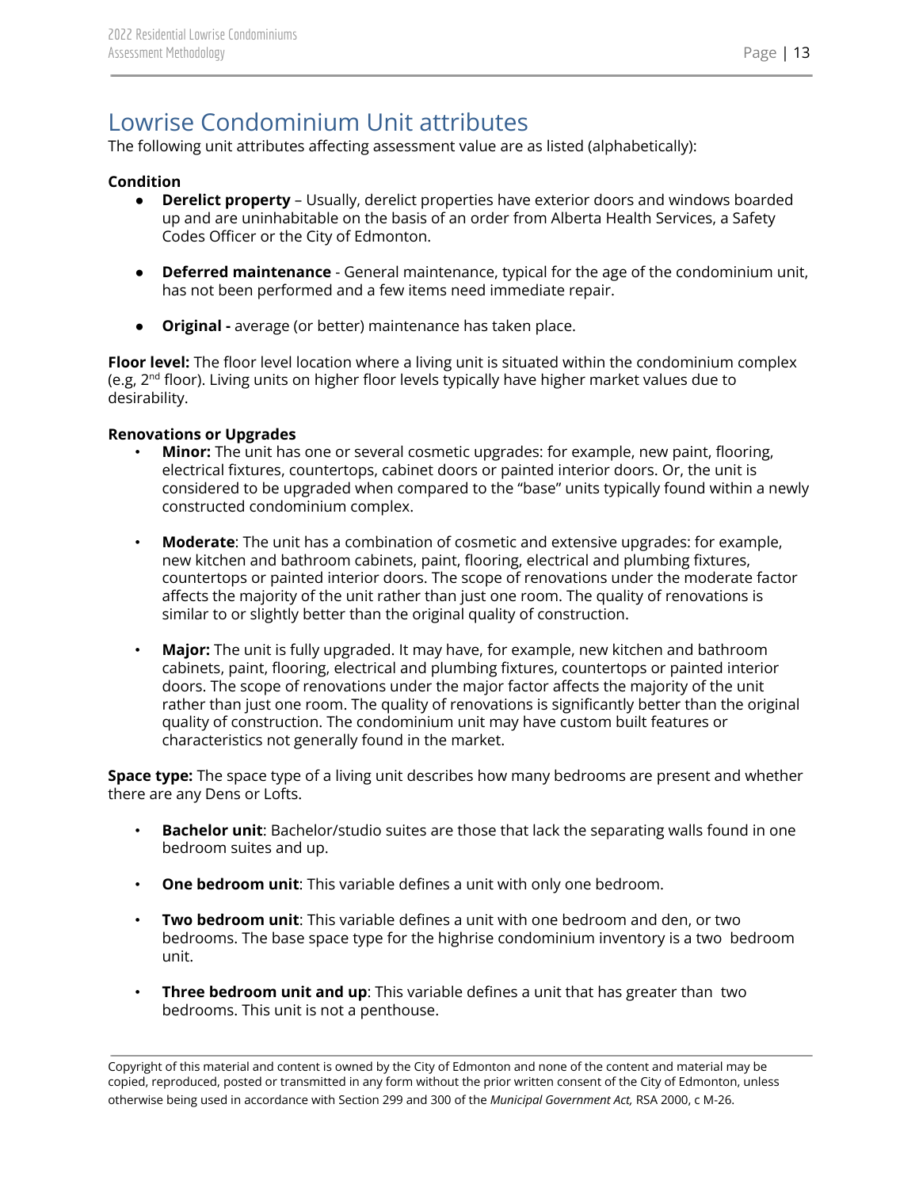## Lowrise Condominium Unit attributes

The following unit attributes affecting assessment value are as listed (alphabetically):

**Condition**

- **Derelict property** – Usually, derelict properties have exterior doors and windows boarded up and are uninhabitable on the basis of an order from Alberta Health Services, a Safety Codes Officer or the City of Edmonton.
- **Deferred maintenance** - General maintenance, typical for the age of the condominium unit, has not been performed and a few items need immediate repair.
- **Original -** average (or better) maintenance has taken place.

**Floor level:** The floor level location where a living unit is situated within the condominium complex (e.g, 2nd floor). Living units on higher floor levels typically have higher market values due to desirability.

**Renovations or Upgrades**

- **Minor:** The unit has one or several cosmetic upgrades: for example, new paint, flooring, electrical fixtures, countertops, cabinet doors or painted interior doors. Or, the unit is considered to be upgraded when compared to the "base" units typically found within a newly constructed condominium complex.
- **Moderate**: The unit has a combination of cosmetic and extensive upgrades: for example, new kitchen and bathroom cabinets, paint, flooring, electrical and plumbing fixtures, countertops or painted interior doors. The scope of renovations under the moderate factor affects the majority of the unit rather than just one room. The quality of renovations is similar to or slightly better than the original quality of construction.
- **Major:** The unit is fully upgraded. It may have, for example, new kitchen and bathroom cabinets, paint, flooring, electrical and plumbing fixtures, countertops or painted interior doors. The scope of renovations under the major factor affects the majority of the unit rather than just one room. The quality of renovations is significantly better than the original quality of construction. The condominium unit may have custom built features or characteristics not generally found in the market.

**Space type:** The space type of a living unit describes how many bedrooms are present and whether there are any Dens or Lofts.

- **Bachelor unit**: Bachelor/studio suites are those that lack the separating walls found in one bedroom suites and up.
- **One bedroom unit**: This variable defines a unit with only one bedroom.
- **Two bedroom unit**: This variable defines a unit with one bedroom and den, or two bedrooms. The base space type for the highrise condominium inventory is a two bedroom unit.
- **Three bedroom unit and up**: This variable defines a unit that has greater than two bedrooms. This unit is not a penthouse.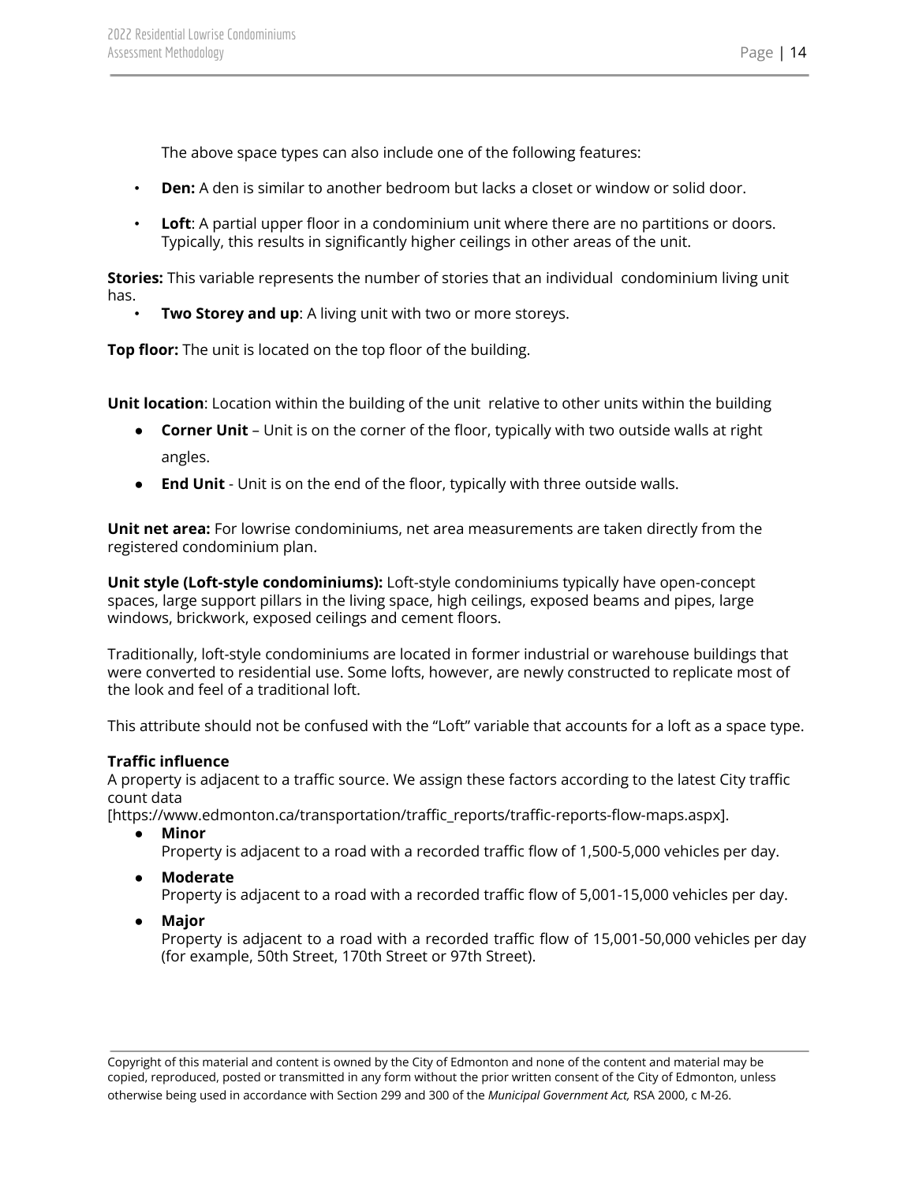The above space types can also include one of the following features:

- **Den:** A den is similar to another bedroom but lacks a closet or window or solid door.
- **Loft**: A partial upper floor in a condominium unit where there are no partitions or doors. Typically, this results in significantly higher ceilings in other areas of the unit.

**Stories:** This variable represents the number of stories that an individual condominium living unit has.

- **Two Storey and up**: A living unit with two or more storeys.

**Top floor:** The unit is located on the top floor of the building.

**Unit location**: Location within the building of the unit relative to other units within the building

- **Corner Unit** – Unit is on the corner of the floor, typically with two outside walls at right angles.
- **End Unit** - Unit is on the end of the floor, typically with three outside walls.

**Unit net area:** For lowrise condominiums, net area measurements are taken directly from the registered condominium plan.

**Unit style (Loft-style condominiums):** Loft-style condominiums typically have open-concept spaces, large support pillars in the living space, high ceilings, exposed beams and pipes, large windows, brickwork, exposed ceilings and cement floors.

Traditionally, loft-style condominiums are located in former industrial or warehouse buildings that were converted to residential use. Some lofts, however, are newly constructed to replicate most of the look and feel of a traditional loft.

This attribute should not be confused with the "Loft" variable that accounts for a loft as a space type.

**Traffic influence**

A property is adjacent to a traffic source. We assign these factors according to the latest City traffic count data [https://www.edmonton.ca/transportation/traffic_reports/traffic-reports-flow-maps.aspx].

- **Minor**
  Property is adjacent to a road with a recorded traffic flow of 1,500-5,000 vehicles per day.
- **Moderate**
  Property is adjacent to a road with a recorded traffic flow of 5,001-15,000 vehicles per day.
- **Major**
  Property is adjacent to a road with a recorded traffic flow of 15,001-50,000 vehicles per day (for example, 50th Street, 170th Street or 97th Street).

Copyright of this material and content is owned by the City of Edmonton and none of the content and material may be copied, reproduced, posted or transmitted in any form without the prior written consent of the City of Edmonton, unless otherwise being used in accordance with Section 299 and 300 of the *Municipal Government Act,* RSA 2000, c M-26.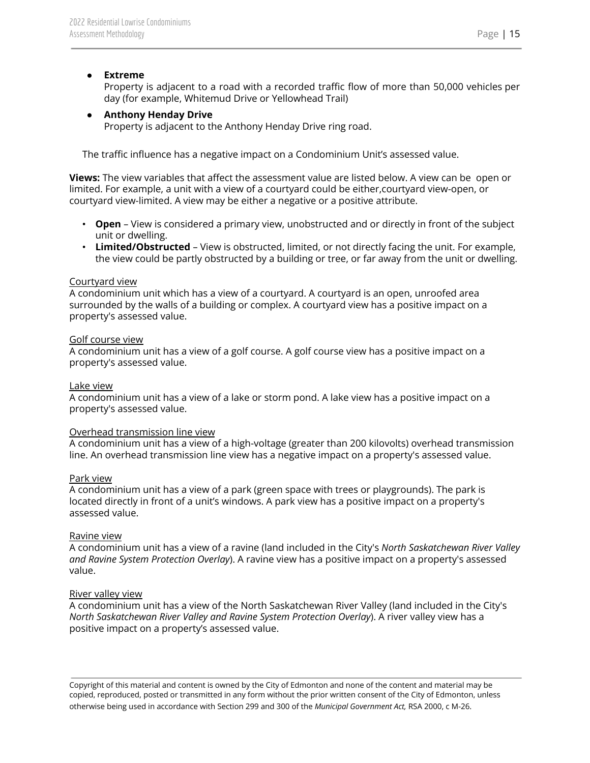- **Extreme**
  Property is adjacent to a road with a recorded traffic flow of more than 50,000 vehicles per day (for example, Whitemud Drive or Yellowhead Trail)
- **Anthony Henday Drive**
  Property is adjacent to the Anthony Henday Drive ring road.

The traffic influence has a negative impact on a Condominium Unit's assessed value.

**Views:** The view variables that affect the assessment value are listed below. A view can be open or limited. For example, a unit with a view of a courtyard could be either,courtyard view-open, or courtyard view-limited. A view may be either a negative or a positive attribute.

- **Open** – View is considered a primary view, unobstructed and or directly in front of the subject unit or dwelling.
- **Limited/Obstructed** – View is obstructed, limited, or not directly facing the unit. For example, the view could be partly obstructed by a building or tree, or far away from the unit or dwelling.

<u>Courtyard view</u>
A condominium unit which has a view of a courtyard. A courtyard is an open, unroofed area surrounded by the walls of a building or complex. A courtyard view has a positive impact on a property's assessed value.

<u>Golf course view</u>
A condominium unit has a view of a golf course. A golf course view has a positive impact on a property's assessed value.

<u>Lake view</u>
A condominium unit has a view of a lake or storm pond. A lake view has a positive impact on a property's assessed value.

<u>Overhead transmission line view</u>
A condominium unit has a view of a high-voltage (greater than 200 kilovolts) overhead transmission line. An overhead transmission line view has a negative impact on a property's assessed value.

<u>Park view</u>
A condominium unit has a view of a park (green space with trees or playgrounds). The park is located directly in front of a unit's windows. A park view has a positive impact on a property's assessed value.

<u>Ravine view</u>
A condominium unit has a view of a ravine (land included in the City's *North Saskatchewan River Valley and Ravine System Protection Overlay*). A ravine view has a positive impact on a property's assessed value.

<u>River valley view</u>
A condominium unit has a view of the North Saskatchewan River Valley (land included in the City's *North Saskatchewan River Valley and Ravine System Protection Overlay*). A river valley view has a positive impact on a property's assessed value.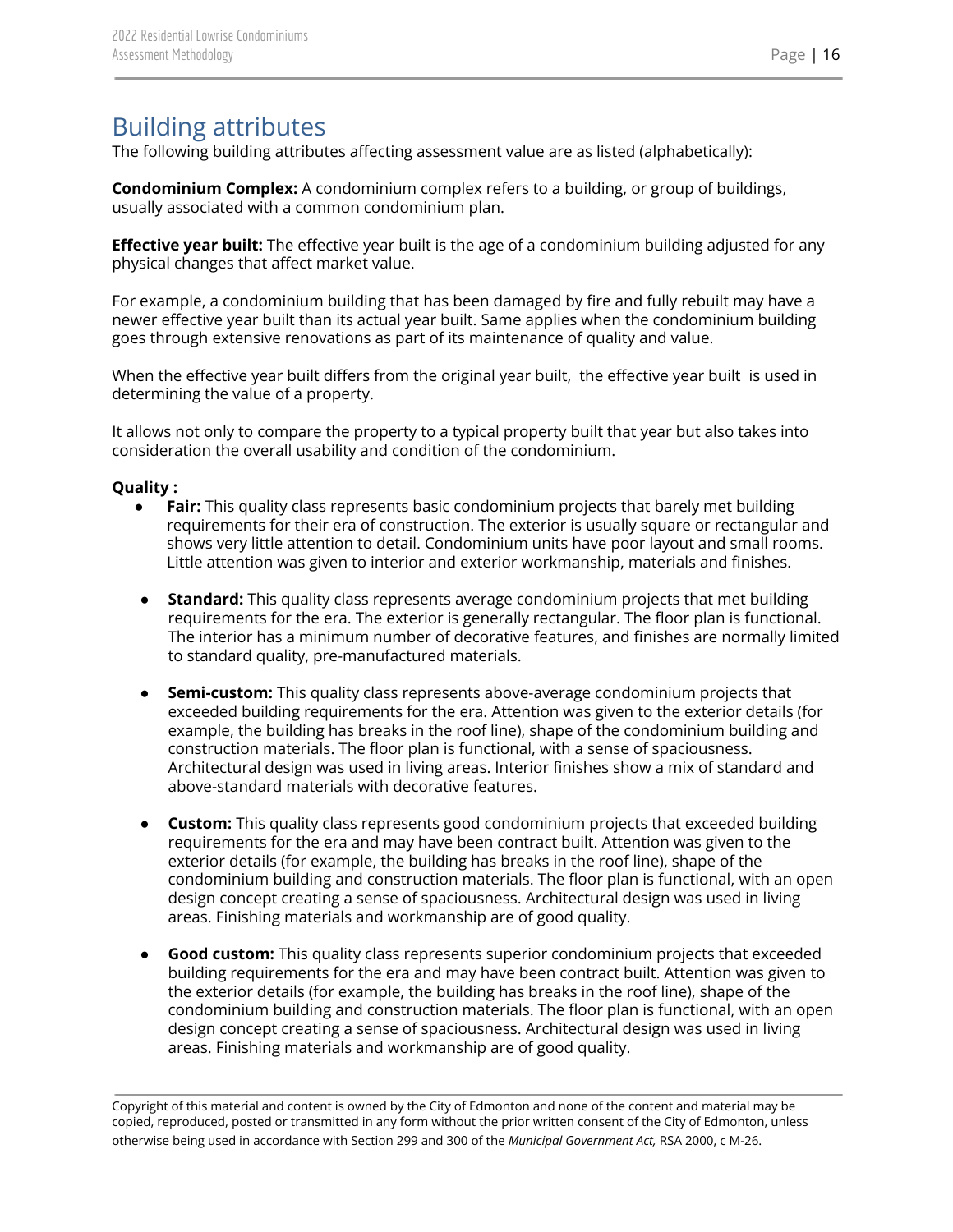## Building attributes

The following building attributes affecting assessment value are as listed (alphabetically):

**Condominium Complex:** A condominium complex refers to a building, or group of buildings, usually associated with a common condominium plan.

**Effective year built:** The effective year built is the age of a condominium building adjusted for any physical changes that affect market value.

For example, a condominium building that has been damaged by fire and fully rebuilt may have a newer effective year built than its actual year built. Same applies when the condominium building goes through extensive renovations as part of its maintenance of quality and value.

When the effective year built differs from the original year built, the effective year built is used in determining the value of a property.

It allows not only to compare the property to a typical property built that year but also takes into consideration the overall usability and condition of the condominium.

**Quality :**

- **Fair:** This quality class represents basic condominium projects that barely met building requirements for their era of construction. The exterior is usually square or rectangular and shows very little attention to detail. Condominium units have poor layout and small rooms. Little attention was given to interior and exterior workmanship, materials and finishes.

- **Standard:** This quality class represents average condominium projects that met building requirements for the era. The exterior is generally rectangular. The floor plan is functional. The interior has a minimum number of decorative features, and finishes are normally limited to standard quality, pre-manufactured materials.

- **Semi-custom:** This quality class represents above-average condominium projects that exceeded building requirements for the era. Attention was given to the exterior details (for example, the building has breaks in the roof line), shape of the condominium building and construction materials. The floor plan is functional, with a sense of spaciousness. Architectural design was used in living areas. Interior finishes show a mix of standard and above-standard materials with decorative features.

- **Custom:** This quality class represents good condominium projects that exceeded building requirements for the era and may have been contract built. Attention was given to the exterior details (for example, the building has breaks in the roof line), shape of the condominium building and construction materials. The floor plan is functional, with an open design concept creating a sense of spaciousness. Architectural design was used in living areas. Finishing materials and workmanship are of good quality.

- **Good custom:** This quality class represents superior condominium projects that exceeded building requirements for the era and may have been contract built. Attention was given to the exterior details (for example, the building has breaks in the roof line), shape of the condominium building and construction materials. The floor plan is functional, with an open design concept creating a sense of spaciousness. Architectural design was used in living areas. Finishing materials and workmanship are of good quality.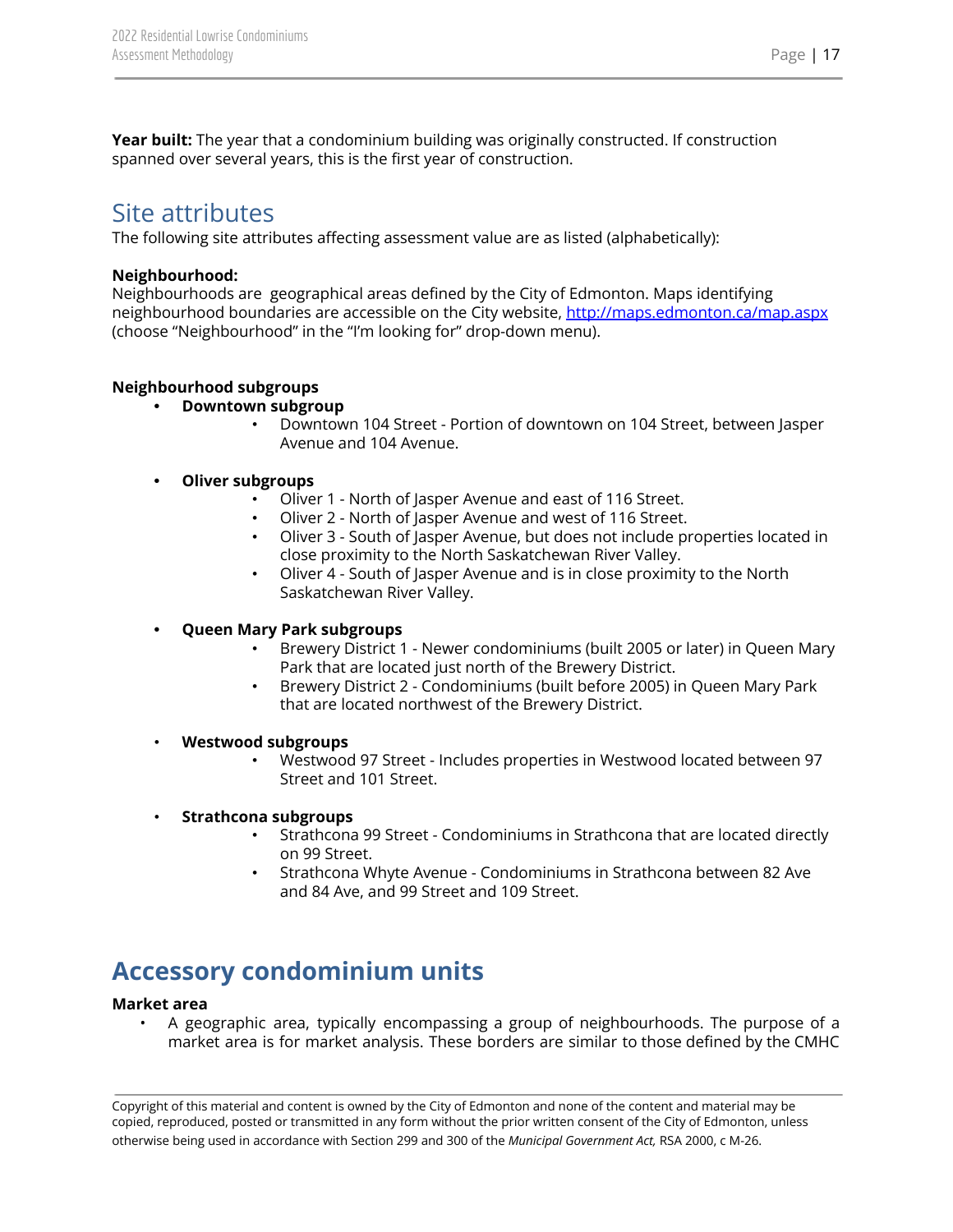**Year built:** The year that a condominium building was originally constructed. If construction spanned over several years, this is the first year of construction.

## Site attributes

The following site attributes affecting assessment value are as listed (alphabetically):

**Neighbourhood:**
Neighbourhoods are geographical areas defined by the City of Edmonton. Maps identifying neighbourhood boundaries are accessible on the City website, http://maps.edmonton.ca/map.aspx (choose "Neighbourhood" in the "I'm looking for" drop-down menu).

**Neighbourhood subgroups**

- **Downtown subgroup**
  - Downtown 104 Street - Portion of downtown on 104 Street, between Jasper Avenue and 104 Avenue.

- **Oliver subgroups**
  - Oliver 1 - North of Jasper Avenue and east of 116 Street.
  - Oliver 2 - North of Jasper Avenue and west of 116 Street.
  - Oliver 3 - South of Jasper Avenue, but does not include properties located in close proximity to the North Saskatchewan River Valley.
  - Oliver 4 - South of Jasper Avenue and is in close proximity to the North Saskatchewan River Valley.

- **Queen Mary Park subgroups**
  - Brewery District 1 - Newer condominiums (built 2005 or later) in Queen Mary Park that are located just north of the Brewery District.
  - Brewery District 2 - Condominiums (built before 2005) in Queen Mary Park that are located northwest of the Brewery District.

- **Westwood subgroups**
  - Westwood 97 Street - Includes properties in Westwood located between 97 Street and 101 Street.

- **Strathcona subgroups**
  - Strathcona 99 Street - Condominiums in Strathcona that are located directly on 99 Street.
  - Strathcona Whyte Avenue - Condominiums in Strathcona between 82 Ave and 84 Ave, and 99 Street and 109 Street.

# Accessory condominium units

**Market area**

- A geographic area, typically encompassing a group of neighbourhoods. The purpose of a market area is for market analysis. These borders are similar to those defined by the CMHC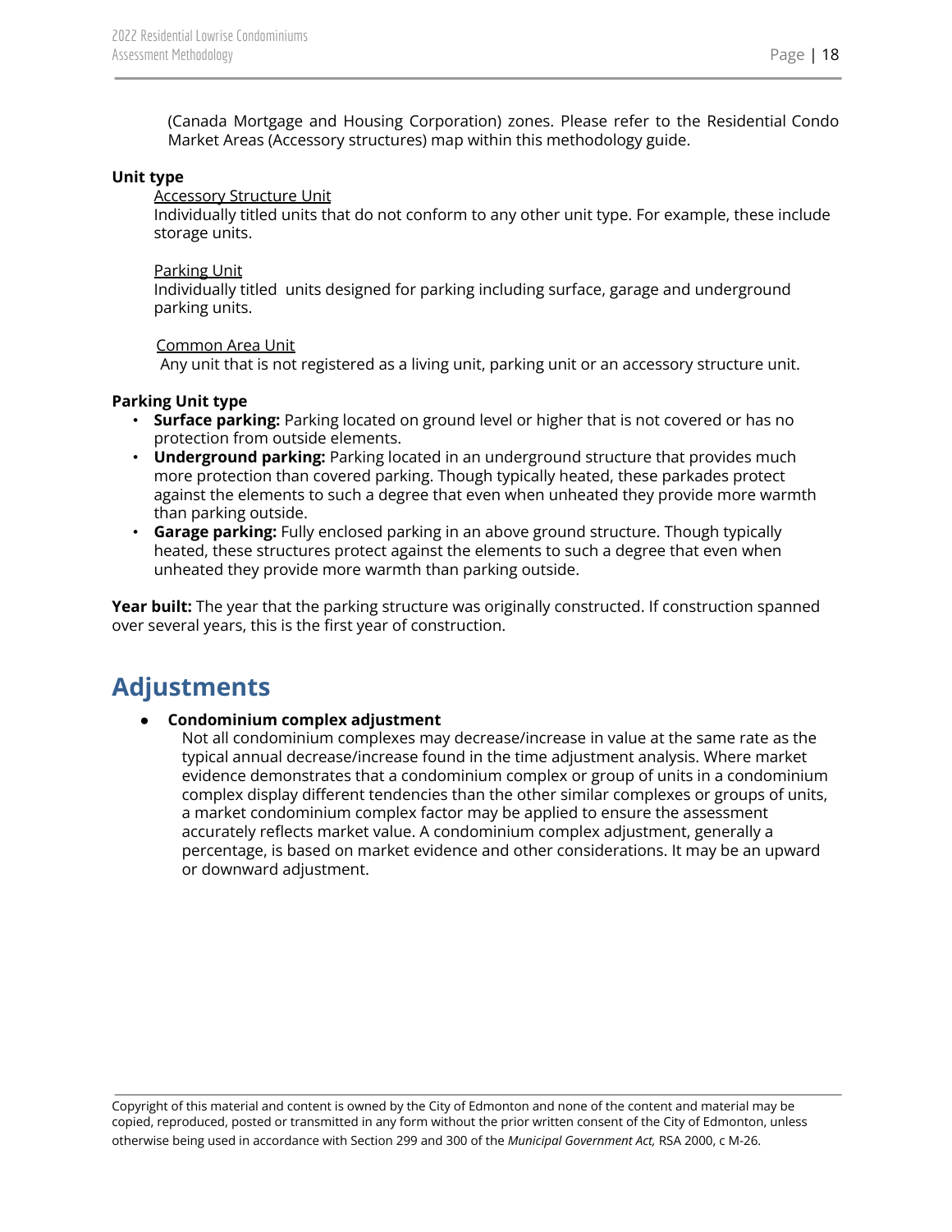(Canada Mortgage and Housing Corporation) zones. Please refer to the Residential Condo Market Areas (Accessory structures) map within this methodology guide.

**Unit type**

Accessory Structure Unit
Individually titled units that do not conform to any other unit type. For example, these include storage units.

Parking Unit
Individually titled units designed for parking including surface, garage and underground parking units.

Common Area Unit
Any unit that is not registered as a living unit, parking unit or an accessory structure unit.

**Parking Unit type**

- **Surface parking:** Parking located on ground level or higher that is not covered or has no protection from outside elements.
- **Underground parking:** Parking located in an underground structure that provides much more protection than covered parking. Though typically heated, these parkades protect against the elements to such a degree that even when unheated they provide more warmth than parking outside.
- **Garage parking:** Fully enclosed parking in an above ground structure. Though typically heated, these structures protect against the elements to such a degree that even when unheated they provide more warmth than parking outside.

**Year built:** The year that the parking structure was originally constructed. If construction spanned over several years, this is the first year of construction.

# Adjustments

- **Condominium complex adjustment**
  Not all condominium complexes may decrease/increase in value at the same rate as the typical annual decrease/increase found in the time adjustment analysis. Where market evidence demonstrates that a condominium complex or group of units in a condominium complex display different tendencies than the other similar complexes or groups of units, a market condominium complex factor may be applied to ensure the assessment accurately reflects market value. A condominium complex adjustment, generally a percentage, is based on market evidence and other considerations. It may be an upward or downward adjustment.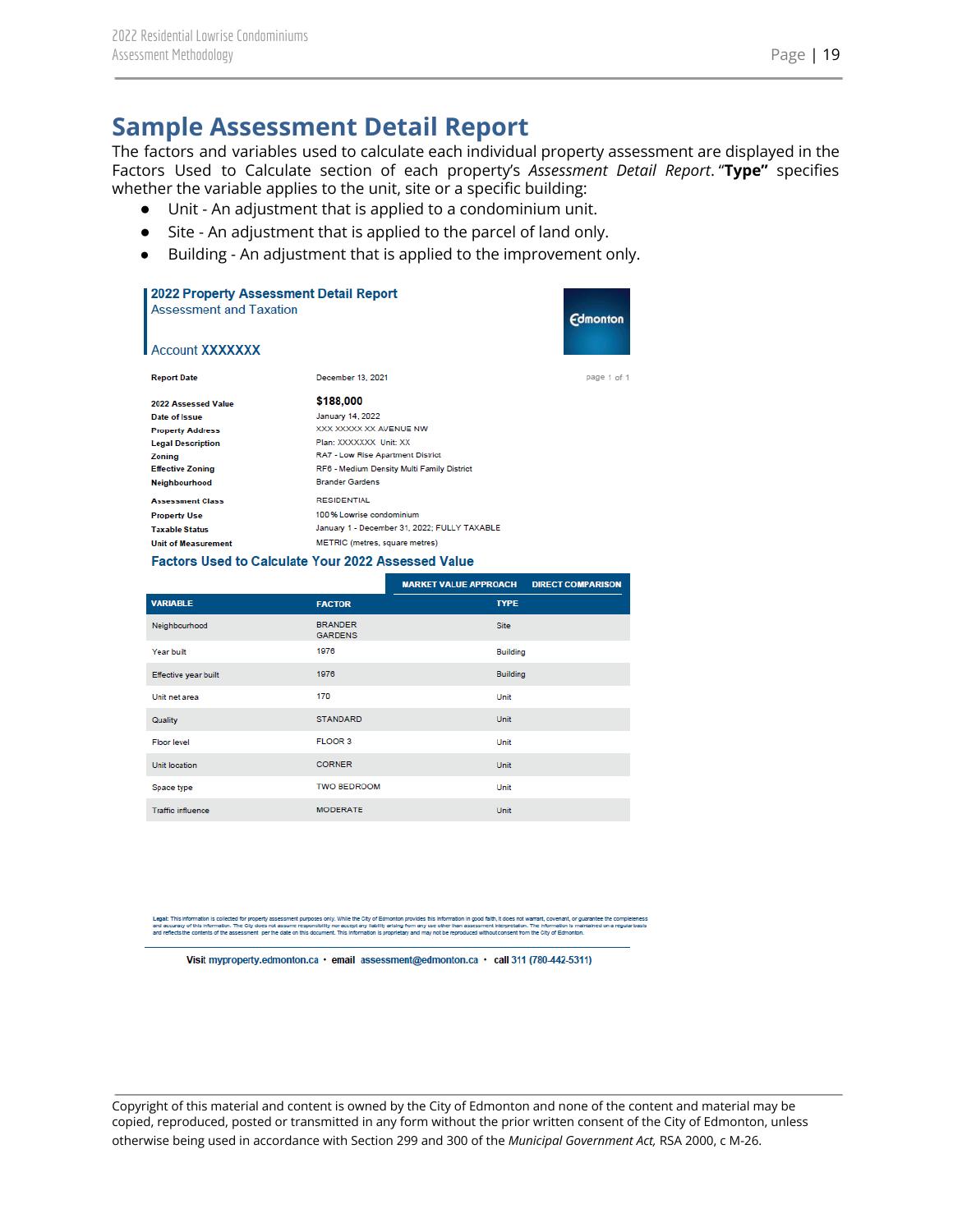# Sample Assessment Detail Report

The factors and variables used to calculate each individual property assessment are displayed in the Factors Used to Calculate section of each property's *Assessment Detail Report*. "**Type"** specifies whether the variable applies to the unit, site or a specific building:

- Unit - An adjustment that is applied to a condominium unit.
- Site - An adjustment that is applied to the parcel of land only.
- Building - An adjustment that is applied to the improvement only.

## 2022 Property Assessment Detail Report

Assessment and Taxation

Account XXXXXXX

Edmonton

page 1 of 1

| | |
|---|---|
| **Report Date** | December 13, 2021 |
| **2022 Assessed Value** | **$188,000** |
| **Date of Issue** | January 14, 2022 |
| **Property Address** | XXX XXXXX XX AVENUE NW |
| **Legal Description** | Plan: XXXXXXX Unit: XX |
| **Zoning** | RA7 - Low Rise Apartment District |
| **Effective Zoning** | RF6 - Medium Density Multi Family District |
| **Neighbourhood** | Brander Gardens |
| **Assessment Class** | RESIDENTIAL |
| **Property Use** | 100 % Lowrise condominium |
| **Taxable Status** | January 1 - December 31, 2022; FULLY TAXABLE |
| **Unit of Measurement** | METRIC (metres, square metres) |

### Factors Used to Calculate Your 2022 Assessed Value

MARKET VALUE APPROACH: DIRECT COMPARISON

| VARIABLE | FACTOR | TYPE |
|---|---|---|
| Neighbourhood | BRANDER GARDENS | Site |
| Year built | 1976 | Building |
| Effective year built | 1976 | Building |
| Unit net area | 170 | Unit |
| Quality | STANDARD | Unit |
| Floor level | FLOOR 3 | Unit |
| Unit location | CORNER | Unit |
| Space type | TWO BEDROOM | Unit |
| Traffic influence | MODERATE | Unit |

Legal: This information is collected for property assessment purposes only. While the City of Edmonton provides this information in good faith, it does not warrant, covenant, or guarantee the completeness and accuracy of this information. The City does not assume responsibility nor accept any liability arising from any use other than assessment interpretation. The information is maintained on a regular basis and reflects the contents of the assessment per the date on this document. This information is proprietary and may not be reproduced without consent from the City of Edmonton.

Visit myproperty.edmonton.ca • email assessment@edmonton.ca • call 311 (780-442-5311)

Copyright of this material and content is owned by the City of Edmonton and none of the content and material may be copied, reproduced, posted or transmitted in any form without the prior written consent of the City of Edmonton, unless otherwise being used in accordance with Section 299 and 300 of the *Municipal Government Act,* RSA 2000, c M-26.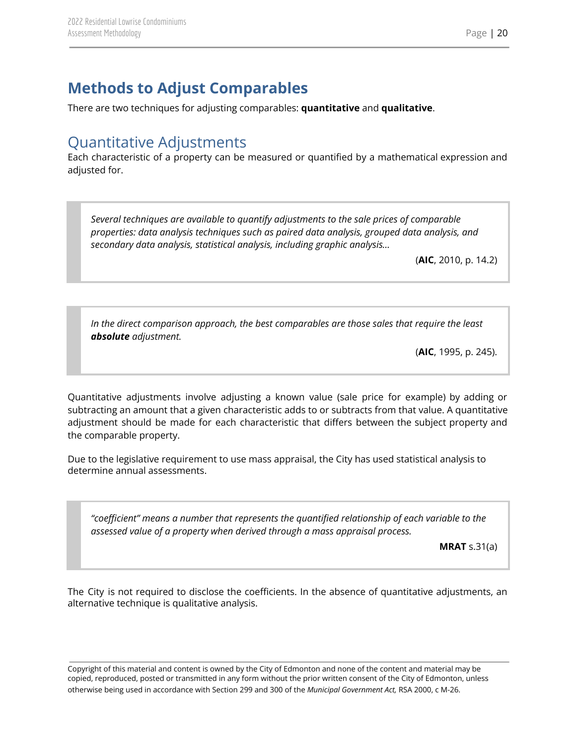# Methods to Adjust Comparables

There are two techniques for adjusting comparables: **quantitative** and **qualitative**.

## Quantitative Adjustments

Each characteristic of a property can be measured or quantified by a mathematical expression and adjusted for.

> *Several techniques are available to quantify adjustments to the sale prices of comparable properties: data analysis techniques such as paired data analysis, grouped data analysis, and secondary data analysis, statistical analysis, including graphic analysis…*
>
> (**AIC**, 2010, p. 14.2)

> *In the direct comparison approach, the best comparables are those sales that require the least* ***absolute*** *adjustment.*
>
> (**AIC**, 1995, p. 245).

Quantitative adjustments involve adjusting a known value (sale price for example) by adding or subtracting an amount that a given characteristic adds to or subtracts from that value. A quantitative adjustment should be made for each characteristic that differs between the subject property and the comparable property.

Due to the legislative requirement to use mass appraisal, the City has used statistical analysis to determine annual assessments.

> *"coefficient" means a number that represents the quantified relationship of each variable to the assessed value of a property when derived through a mass appraisal process.*
>
> **MRAT** s.31(a)

The City is not required to disclose the coefficients. In the absence of quantitative adjustments, an alternative technique is qualitative analysis.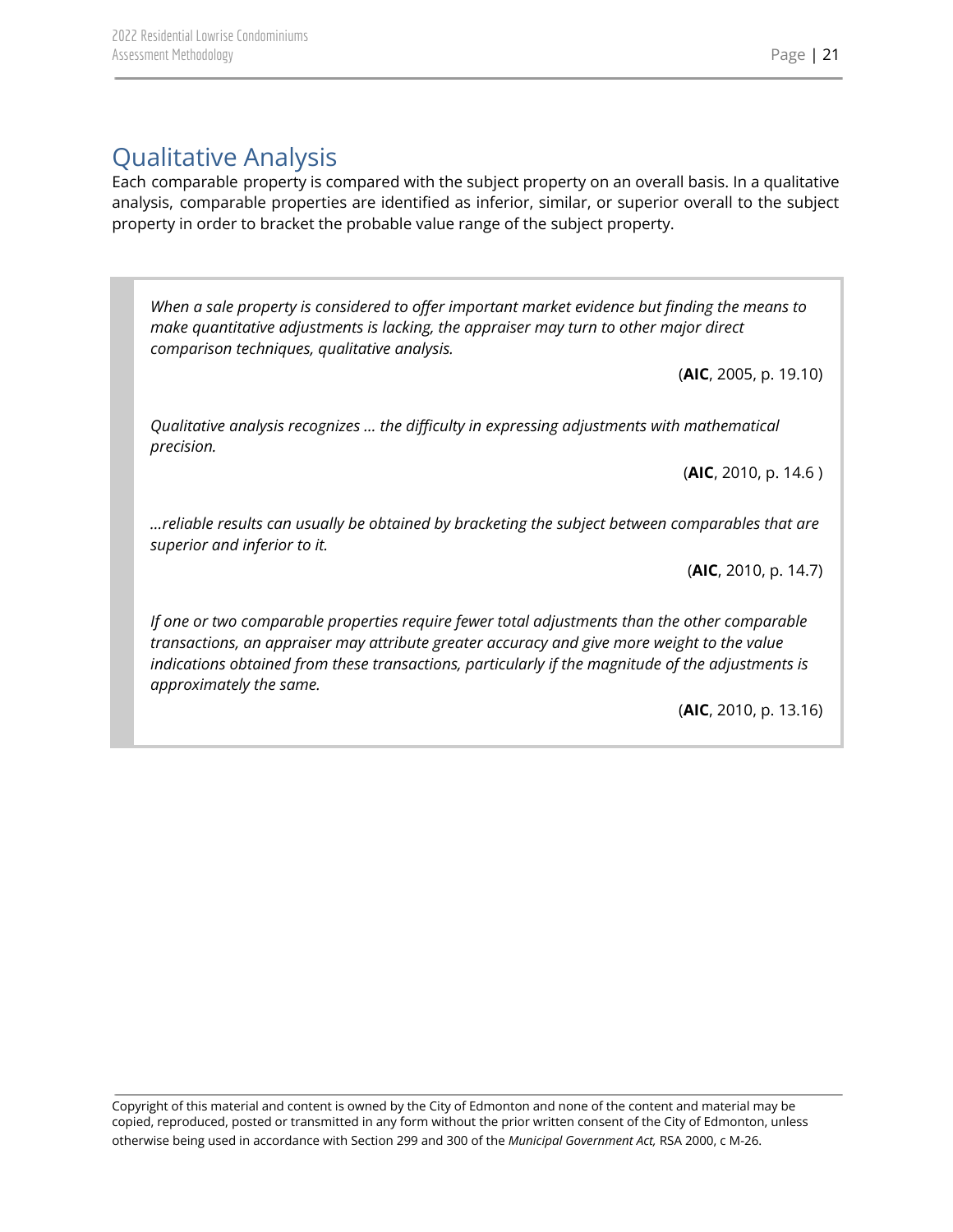## Qualitative Analysis

Each comparable property is compared with the subject property on an overall basis. In a qualitative analysis, comparable properties are identified as inferior, similar, or superior overall to the subject property in order to bracket the probable value range of the subject property.

> *When a sale property is considered to offer important market evidence but finding the means to make quantitative adjustments is lacking, the appraiser may turn to other major direct comparison techniques, qualitative analysis.*
>
> (**AIC**, 2005, p. 19.10)
>
> *Qualitative analysis recognizes … the difficulty in expressing adjustments with mathematical precision.*
>
> (**AIC**, 2010, p. 14.6 )
>
> *…reliable results can usually be obtained by bracketing the subject between comparables that are superior and inferior to it.*
>
> (**AIC**, 2010, p. 14.7)
>
> *If one or two comparable properties require fewer total adjustments than the other comparable transactions, an appraiser may attribute greater accuracy and give more weight to the value indications obtained from these transactions, particularly if the magnitude of the adjustments is approximately the same.*
>
> (**AIC**, 2010, p. 13.16)

Copyright of this material and content is owned by the City of Edmonton and none of the content and material may be copied, reproduced, posted or transmitted in any form without the prior written consent of the City of Edmonton, unless otherwise being used in accordance with Section 299 and 300 of the *Municipal Government Act,* RSA 2000, c M-26.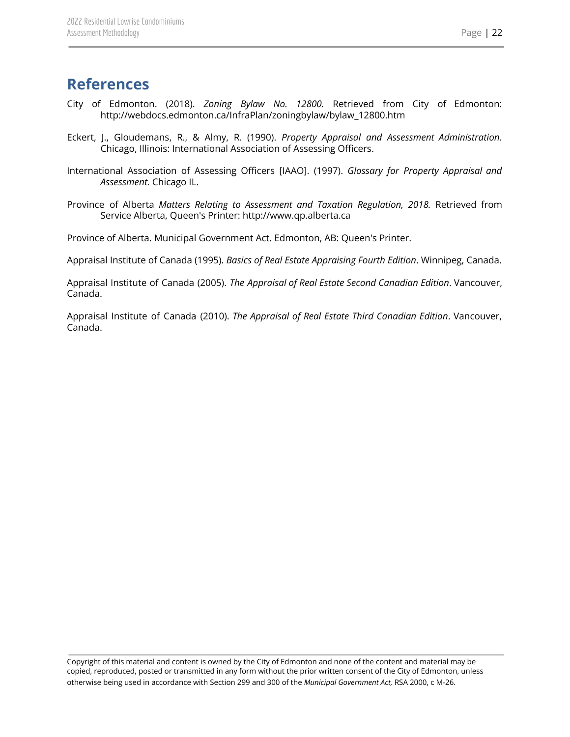# References

City of Edmonton. (2018). *Zoning Bylaw No. 12800.* Retrieved from City of Edmonton: http://webdocs.edmonton.ca/InfraPlan/zoningbylaw/bylaw_12800.htm

Eckert, J., Gloudemans, R., & Almy, R. (1990). *Property Appraisal and Assessment Administration.* Chicago, Illinois: International Association of Assessing Officers.

International Association of Assessing Officers [IAAO]. (1997). *Glossary for Property Appraisal and Assessment.* Chicago IL.

Province of Alberta *Matters Relating to Assessment and Taxation Regulation, 2018.* Retrieved from Service Alberta, Queen's Printer: http://www.qp.alberta.ca

Province of Alberta. Municipal Government Act. Edmonton, AB: Queen's Printer.

Appraisal Institute of Canada (1995). *Basics of Real Estate Appraising Fourth Edition*. Winnipeg, Canada.

Appraisal Institute of Canada (2005). *The Appraisal of Real Estate Second Canadian Edition*. Vancouver, Canada.

Appraisal Institute of Canada (2010). *The Appraisal of Real Estate Third Canadian Edition*. Vancouver, Canada.

Copyright of this material and content is owned by the City of Edmonton and none of the content and material may be copied, reproduced, posted or transmitted in any form without the prior written consent of the City of Edmonton, unless otherwise being used in accordance with Section 299 and 300 of the *Municipal Government Act,* RSA 2000, c M-26.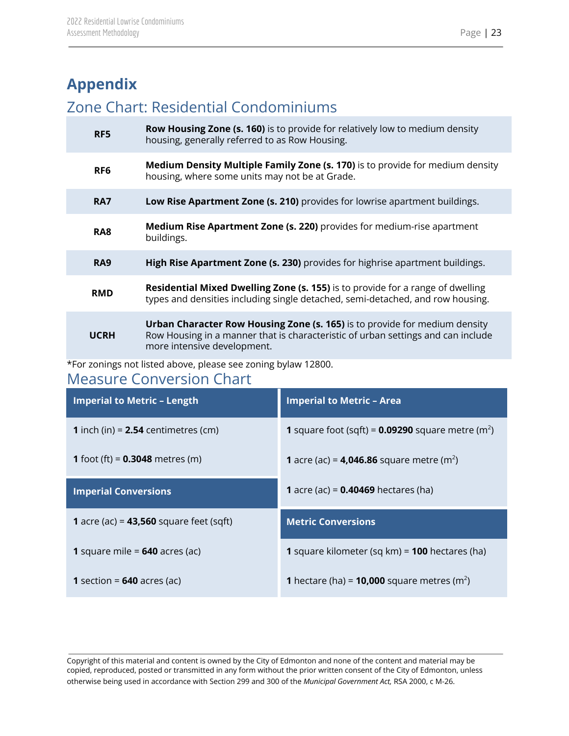# Appendix

## Zone Chart: Residential Condominiums

| Zone | Description |
|---|---|
| **RF5** | **Row Housing Zone (s. 160)** is to provide for relatively low to medium density housing, generally referred to as Row Housing. |
| **RF6** | **Medium Density Multiple Family Zone (s. 170)** is to provide for medium density housing, where some units may not be at Grade. |
| **RA7** | **Low Rise Apartment Zone (s. 210)** provides for lowrise apartment buildings. |
| **RA8** | **Medium Rise Apartment Zone (s. 220)** provides for medium-rise apartment buildings. |
| **RA9** | **High Rise Apartment Zone (s. 230)** provides for highrise apartment buildings. |
| **RMD** | **Residential Mixed Dwelling Zone (s. 155)** is to provide for a range of dwelling types and densities including single detached, semi-detached, and row housing. |
| **UCRH** | **Urban Character Row Housing Zone (s. 165)** is to provide for medium density Row Housing in a manner that is characteristic of urban settings and can include more intensive development. |

*For zonings not listed above, please see zoning bylaw 12800.

## Measure Conversion Chart

| Imperial to Metric – Length |
|---|
| **1** inch (in) = **2.54** centimetres (cm) |
| **1** foot (ft) = **0.3048** metres (m) |

| Imperial Conversions |
|---|
| **1** acre (ac) = **43,560** square feet (sqft) |
| **1** square mile = **640** acres (ac) |
| **1** section = **640** acres (ac) |

| Imperial to Metric – Area |
|---|
| **1** square foot (sqft) = **0.09290** square metre ($m^2$) |
| **1** acre (ac) = **4,046.86** square metre ($m^2$) |
| **1** acre (ac) = **0.40469** hectares (ha) |

| Metric Conversions |
|---|
| **1** square kilometer (sq km) = **100** hectares (ha) |
| **1** hectare (ha) = **10,000** square metres ($m^2$) |

Copyright of this material and content is owned by the City of Edmonton and none of the content and material may be copied, reproduced, posted or transmitted in any form without the prior written consent of the City of Edmonton, unless otherwise being used in accordance with Section 299 and 300 of the *Municipal Government Act,* RSA 2000, c M-26.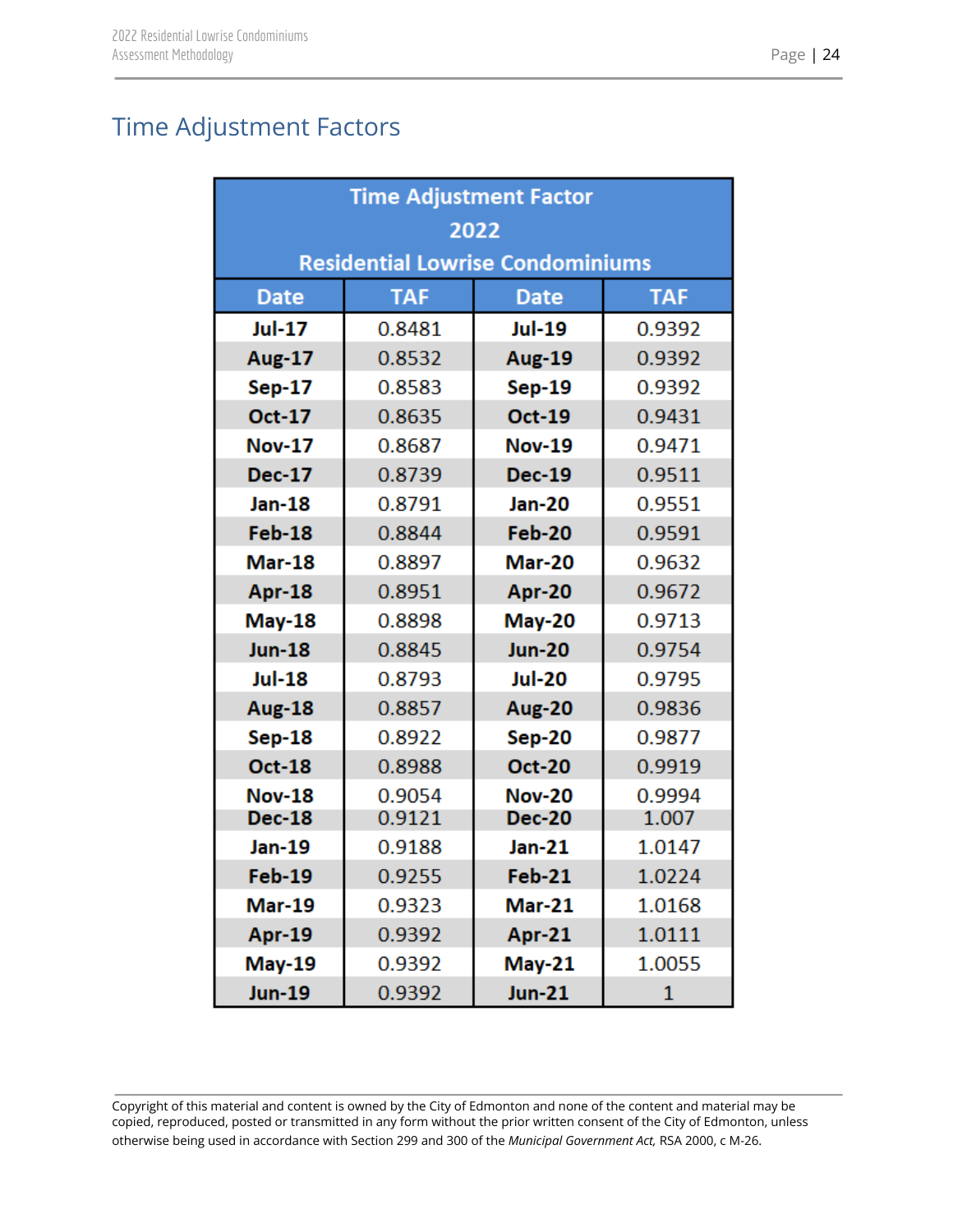# Time Adjustment Factors

| Time Adjustment Factor 2022 Residential Lowrise Condominiums | | | |
|---|---|---|---|
| **Date** | **TAF** | **Date** | **TAF** |
| **Jul-17** | 0.8481 | **Jul-19** | 0.9392 |
| **Aug-17** | 0.8532 | **Aug-19** | 0.9392 |
| **Sep-17** | 0.8583 | **Sep-19** | 0.9392 |
| **Oct-17** | 0.8635 | **Oct-19** | 0.9431 |
| **Nov-17** | 0.8687 | **Nov-19** | 0.9471 |
| **Dec-17** | 0.8739 | **Dec-19** | 0.9511 |
| **Jan-18** | 0.8791 | **Jan-20** | 0.9551 |
| **Feb-18** | 0.8844 | **Feb-20** | 0.9591 |
| **Mar-18** | 0.8897 | **Mar-20** | 0.9632 |
| **Apr-18** | 0.8951 | **Apr-20** | 0.9672 |
| **May-18** | 0.8898 | **May-20** | 0.9713 |
| **Jun-18** | 0.8845 | **Jun-20** | 0.9754 |
| **Jul-18** | 0.8793 | **Jul-20** | 0.9795 |
| **Aug-18** | 0.8857 | **Aug-20** | 0.9836 |
| **Sep-18** | 0.8922 | **Sep-20** | 0.9877 |
| **Oct-18** | 0.8988 | **Oct-20** | 0.9919 |
| **Nov-18** | 0.9054 | **Nov-20** | 0.9994 |
| **Dec-18** | 0.9121 | **Dec-20** | 1.007 |
| **Jan-19** | 0.9188 | **Jan-21** | 1.0147 |
| **Feb-19** | 0.9255 | **Feb-21** | 1.0224 |
| **Mar-19** | 0.9323 | **Mar-21** | 1.0168 |
| **Apr-19** | 0.9392 | **Apr-21** | 1.0111 |
| **May-19** | 0.9392 | **May-21** | 1.0055 |
| **Jun-19** | 0.9392 | **Jun-21** | 1 |

Copyright of this material and content is owned by the City of Edmonton and none of the content and material may be copied, reproduced, posted or transmitted in any form without the prior written consent of the City of Edmonton, unless otherwise being used in accordance with Section 299 and 300 of the *Municipal Government Act,* RSA 2000, c M-26.